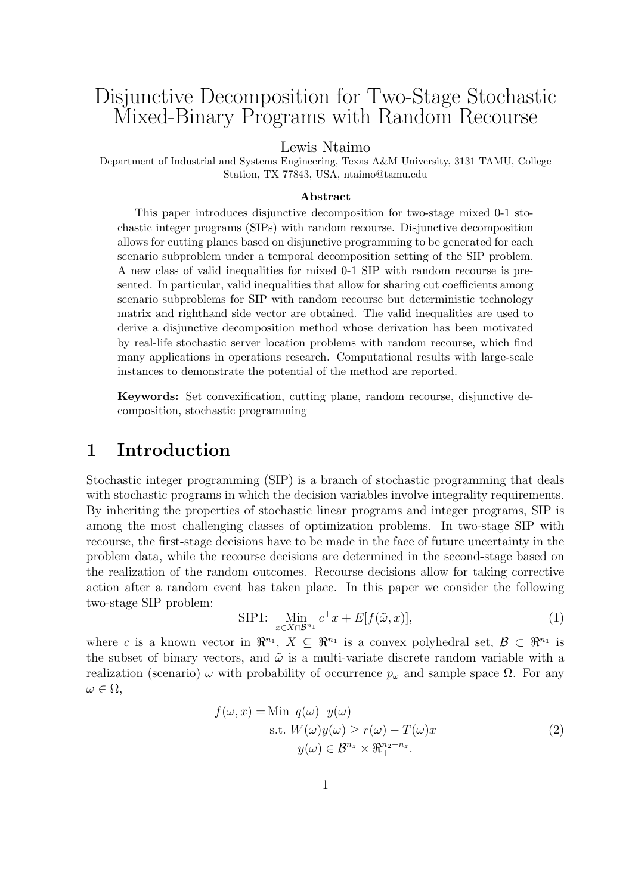# Disjunctive Decomposition for Two-Stage Stochastic Mixed-Binary Programs with Random Recourse

Lewis Ntaimo

Department of Industrial and Systems Engineering, Texas A&M University, 3131 TAMU, College Station, TX 77843, USA, ntaimo@tamu.edu

### Abstract

This paper introduces disjunctive decomposition for two-stage mixed 0-1 stochastic integer programs (SIPs) with random recourse. Disjunctive decomposition allows for cutting planes based on disjunctive programming to be generated for each scenario subproblem under a temporal decomposition setting of the SIP problem. A new class of valid inequalities for mixed 0-1 SIP with random recourse is presented. In particular, valid inequalities that allow for sharing cut coefficients among scenario subproblems for SIP with random recourse but deterministic technology matrix and righthand side vector are obtained. The valid inequalities are used to derive a disjunctive decomposition method whose derivation has been motivated by real-life stochastic server location problems with random recourse, which find many applications in operations research. Computational results with large-scale instances to demonstrate the potential of the method are reported.

**Keywords:** Set convexification, cutting plane, random recourse, disjunctive decomposition, stochastic programming

## 1 Introduction

Stochastic integer programming (SIP) is a branch of stochastic programming that deals with stochastic programs in which the decision variables involve integrality requirements. By inheriting the properties of stochastic linear programs and integer programs, SIP is among the most challenging classes of optimization problems. In two-stage SIP with recourse, the first-stage decisions have to be made in the face of future uncertainty in the problem data, while the recourse decisions are determined in the second-stage based on the realization of the random outcomes. Recourse decisions allow for taking corrective action after a random event has taken place. In this paper we consider the following two-stage SIP problem:

$$\text{SIP1:} \quad \underset{x \in X \cap \mathcal{B}^{n_1}}{\text{Min}} \; c^\top x + E[f(\tilde{\omega}, x)], \tag{1}$$

where $c$ is a known vector in $\Re^{n_1}$, $X \subseteq \Re^{n_1}$ is a convex polyhedral set, $\mathcal{B} \subset \Re^{n_1}$ is the subset of binary vectors, and $\tilde{\omega}$ is a multi-variate discrete random variable with a realization (scenario) $\omega$ with probability of occurrence $p_\omega$ and sample space $\Omega$. For any $\omega \in \Omega$,

$$\begin{aligned} f(\omega, x) = \text{Min} \;\; & q(\omega)^\top y(\omega) \\ \text{s.t.} \;\; & W(\omega) y(\omega) \geq r(\omega) - T(\omega) x \\ & y(\omega) \in \mathcal{B}^{n_z} \times \Re_+^{n_2 - n_z}. \end{aligned} \tag{2}$$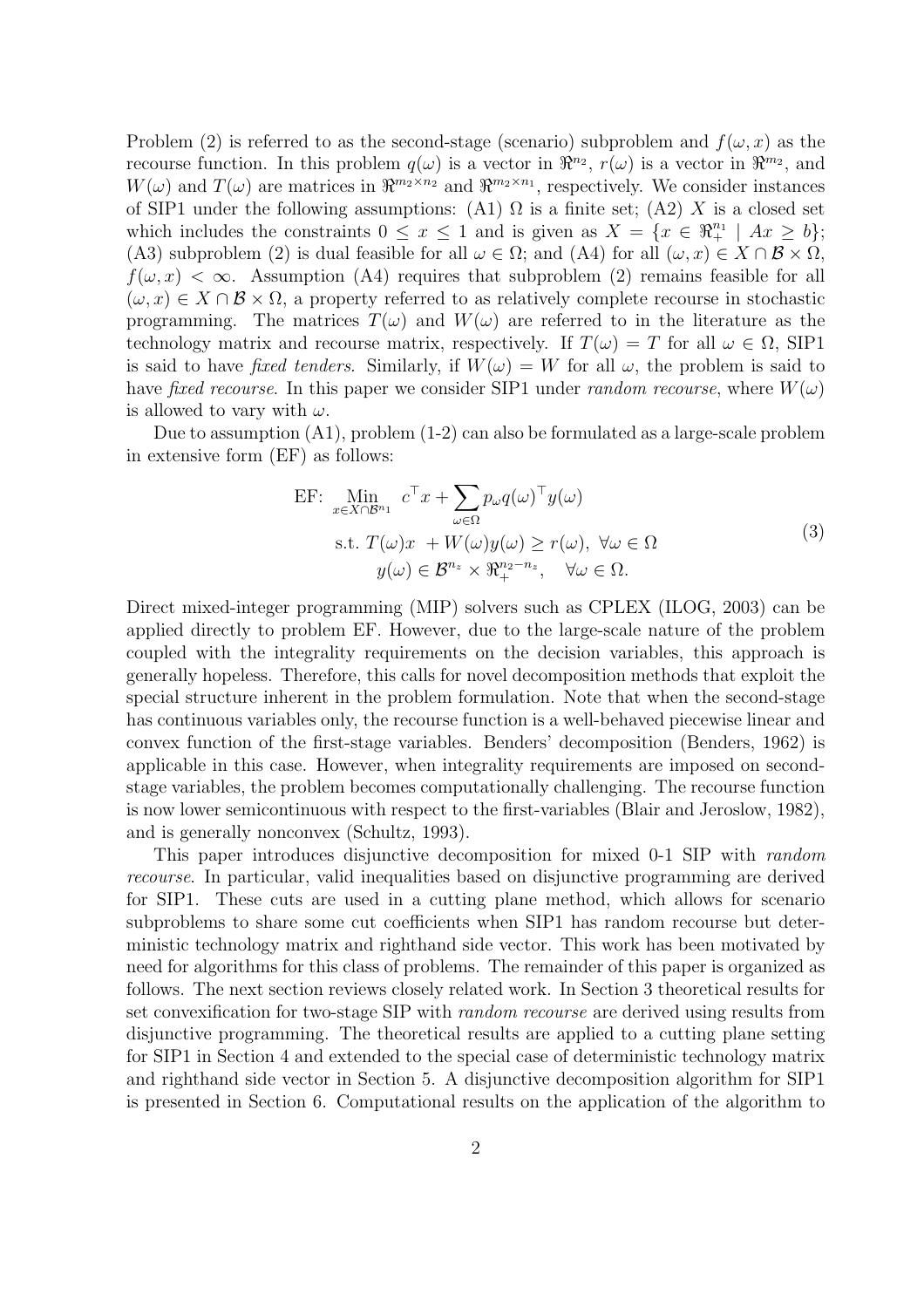Problem (2) is referred to as the second-stage (scenario) subproblem and $f(\omega, x)$ as the recourse function. In this problem $q(\omega)$ is a vector in $\Re^{n_2}$, $r(\omega)$ is a vector in $\Re^{m_2}$, and $W(\omega)$ and $T(\omega)$ are matrices in $\Re^{m_2 \times n_2}$ and $\Re^{m_2 \times n_1}$, respectively. We consider instances of SIP1 under the following assumptions: (A1) $\Omega$ is a finite set; (A2) $X$ is a closed set which includes the constraints $0 \leq x \leq 1$ and is given as $X = \{x \in \Re^{n_1}_+ \mid Ax \geq b\}$; (A3) subproblem (2) is dual feasible for all $\omega \in \Omega$; and (A4) for all $(\omega, x) \in X \cap \mathcal{B} \times \Omega$, $f(\omega, x) < \infty$. Assumption (A4) requires that subproblem (2) remains feasible for all $(\omega, x) \in X \cap \mathcal{B} \times \Omega$, a property referred to as relatively complete recourse in stochastic programming. The matrices $T(\omega)$ and $W(\omega)$ are referred to in the literature as the technology matrix and recourse matrix, respectively. If $T(\omega) = T$ for all $\omega \in \Omega$, SIP1 is said to have *fixed tenders*. Similarly, if $W(\omega) = W$ for all $\omega$, the problem is said to have *fixed recourse*. In this paper we consider SIP1 under *random recourse*, where $W(\omega)$ is allowed to vary with $\omega$.

Due to assumption (A1), problem (1-2) can also be formulated as a large-scale problem in extensive form (EF) as follows:

$$
\begin{aligned}
\text{EF: } \underset{x \in X \cap \mathcal{B}^{n_1}}{\text{Min}} \ & c^\top x + \sum_{\omega \in \Omega} p_\omega q(\omega)^\top y(\omega) \\
\text{s.t. } & T(\omega) x \ + W(\omega) y(\omega) \geq r(\omega), \ \forall \omega \in \Omega \\
& y(\omega) \in \mathcal{B}^{n_z} \times \Re^{n_2 - n_z}_+, \quad \forall \omega \in \Omega.
\end{aligned}
\tag{3}
$$

Direct mixed-integer programming (MIP) solvers such as CPLEX (ILOG, 2003) can be applied directly to problem EF. However, due to the large-scale nature of the problem coupled with the integrality requirements on the decision variables, this approach is generally hopeless. Therefore, this calls for novel decomposition methods that exploit the special structure inherent in the problem formulation. Note that when the second-stage has continuous variables only, the recourse function is a well-behaved piecewise linear and convex function of the first-stage variables. Benders' decomposition (Benders, 1962) is applicable in this case. However, when integrality requirements are imposed on second-stage variables, the problem becomes computationally challenging. The recourse function is now lower semicontinuous with respect to the first-variables (Blair and Jeroslow, 1982), and is generally nonconvex (Schultz, 1993).

This paper introduces disjunctive decomposition for mixed 0-1 SIP with *random recourse*. In particular, valid inequalities based on disjunctive programming are derived for SIP1. These cuts are used in a cutting plane method, which allows for scenario subproblems to share some cut coefficients when SIP1 has random recourse but deterministic technology matrix and righthand side vector. This work has been motivated by need for algorithms for this class of problems. The remainder of this paper is organized as follows. The next section reviews closely related work. In Section 3 theoretical results for set convexification for two-stage SIP with *random recourse* are derived using results from disjunctive programming. The theoretical results are applied to a cutting plane setting for SIP1 in Section 4 and extended to the special case of deterministic technology matrix and righthand side vector in Section 5. A disjunctive decomposition algorithm for SIP1 is presented in Section 6. Computational results on the application of the algorithm to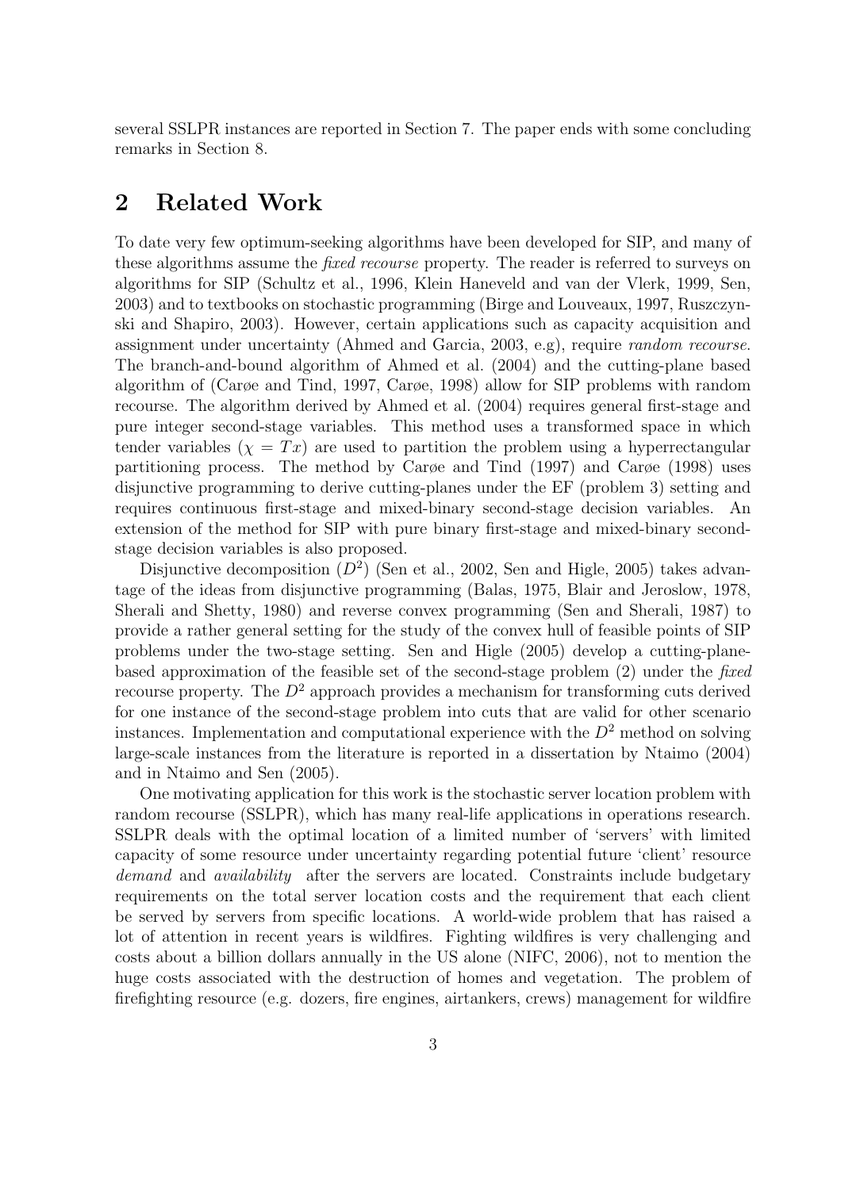several SSLPR instances are reported in Section 7. The paper ends with some concluding remarks in Section 8.

## 2 Related Work

To date very few optimum-seeking algorithms have been developed for SIP, and many of these algorithms assume the *fixed recourse* property. The reader is referred to surveys on algorithms for SIP (Schultz et al., 1996, Klein Haneveld and van der Vlerk, 1999, Sen, 2003) and to textbooks on stochastic programming (Birge and Louveaux, 1997, Ruszczynski and Shapiro, 2003). However, certain applications such as capacity acquisition and assignment under uncertainty (Ahmed and Garcia, 2003, e.g), require *random recourse*. The branch-and-bound algorithm of Ahmed et al. (2004) and the cutting-plane based algorithm of (Carøe and Tind, 1997, Carøe, 1998) allow for SIP problems with random recourse. The algorithm derived by Ahmed et al. (2004) requires general first-stage and pure integer second-stage variables. This method uses a transformed space in which tender variables ($\chi = Tx$) are used to partition the problem using a hyperrectangular partitioning process. The method by Carøe and Tind (1997) and Carøe (1998) uses disjunctive programming to derive cutting-planes under the EF (problem 3) setting and requires continuous first-stage and mixed-binary second-stage decision variables. An extension of the method for SIP with pure binary first-stage and mixed-binary second-stage decision variables is also proposed.

Disjunctive decomposition ($D^2$) (Sen et al., 2002, Sen and Higle, 2005) takes advantage of the ideas from disjunctive programming (Balas, 1975, Blair and Jeroslow, 1978, Sherali and Shetty, 1980) and reverse convex programming (Sen and Sherali, 1987) to provide a rather general setting for the study of the convex hull of feasible points of SIP problems under the two-stage setting. Sen and Higle (2005) develop a cutting-plane-based approximation of the feasible set of the second-stage problem (2) under the *fixed* recourse property. The $D^2$ approach provides a mechanism for transforming cuts derived for one instance of the second-stage problem into cuts that are valid for other scenario instances. Implementation and computational experience with the $D^2$ method on solving large-scale instances from the literature is reported in a dissertation by Ntaimo (2004) and in Ntaimo and Sen (2005).

One motivating application for this work is the stochastic server location problem with random recourse (SSLPR), which has many real-life applications in operations research. SSLPR deals with the optimal location of a limited number of 'servers' with limited capacity of some resource under uncertainty regarding potential future 'client' resource *demand* and *availability* after the servers are located. Constraints include budgetary requirements on the total server location costs and the requirement that each client be served by servers from specific locations. A world-wide problem that has raised a lot of attention in recent years is wildfires. Fighting wildfires is very challenging and costs about a billion dollars annually in the US alone (NIFC, 2006), not to mention the huge costs associated with the destruction of homes and vegetation. The problem of firefighting resource (e.g. dozers, fire engines, airtankers, crews) management for wildfire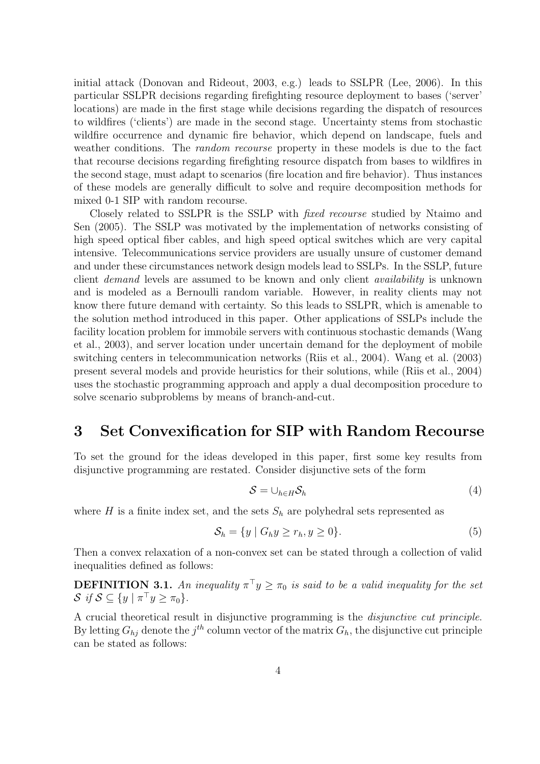initial attack (Donovan and Rideout, 2003, e.g.) leads to SSLPR (Lee, 2006). In this particular SSLPR decisions regarding firefighting resource deployment to bases ('server' locations) are made in the first stage while decisions regarding the dispatch of resources to wildfires ('clients') are made in the second stage. Uncertainty stems from stochastic wildfire occurrence and dynamic fire behavior, which depend on landscape, fuels and weather conditions. The *random recourse* property in these models is due to the fact that recourse decisions regarding firefighting resource dispatch from bases to wildfires in the second stage, must adapt to scenarios (fire location and fire behavior). Thus instances of these models are generally difficult to solve and require decomposition methods for mixed 0-1 SIP with random recourse.

Closely related to SSLPR is the SSLP with *fixed recourse* studied by Ntaimo and Sen (2005). The SSLP was motivated by the implementation of networks consisting of high speed optical fiber cables, and high speed optical switches which are very capital intensive. Telecommunications service providers are usually unsure of customer demand and under these circumstances network design models lead to SSLPs. In the SSLP, future client *demand* levels are assumed to be known and only client *availability* is unknown and is modeled as a Bernoulli random variable. However, in reality clients may not know there future demand with certainty. So this leads to SSLPR, which is amenable to the solution method introduced in this paper. Other applications of SSLPs include the facility location problem for immobile servers with continuous stochastic demands (Wang et al., 2003), and server location under uncertain demand for the deployment of mobile switching centers in telecommunication networks (Riis et al., 2004). Wang et al. (2003) present several models and provide heuristics for their solutions, while (Riis et al., 2004) uses the stochastic programming approach and apply a dual decomposition procedure to solve scenario subproblems by means of branch-and-cut.

# 3 Set Convexification for SIP with Random Recourse

To set the ground for the ideas developed in this paper, first some key results from disjunctive programming are restated. Consider disjunctive sets of the form

$$\mathcal{S} = \cup_{h \in H} \mathcal{S}_h \tag{4}$$

where $H$ is a finite index set, and the sets $S_h$ are polyhedral sets represented as

$$\mathcal{S}_h = \{y \mid G_h y \geq r_h, y \geq 0\}. \tag{5}$$

Then a convex relaxation of a non-convex set can be stated through a collection of valid inequalities defined as follows:

**DEFINITION 3.1.** *An inequality $\pi^\top y \geq \pi_0$ is said to be a valid inequality for the set $\mathcal{S}$ if $\mathcal{S} \subseteq \{y \mid \pi^\top y \geq \pi_0\}$.*

A crucial theoretical result in disjunctive programming is the *disjunctive cut principle*. By letting $G_{hj}$ denote the $j^{th}$ column vector of the matrix $G_h$, the disjunctive cut principle can be stated as follows: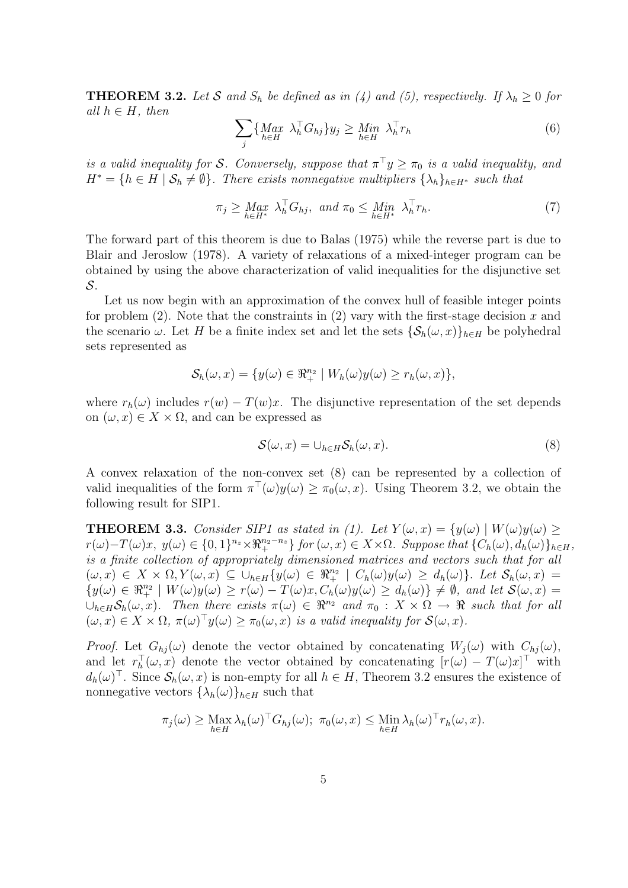**THEOREM 3.2.** *Let $\mathcal{S}$ and $S_h$ be defined as in (4) and (5), respectively. If $\lambda_h \geq 0$ for all $h \in H$, then*

$$\sum_j \{\underset{h\in H}{Max}\ \lambda_h^\top G_{hj}\} y_j \geq \underset{h\in H}{Min}\ \lambda_h^\top r_h \tag{6}$$

*is a valid inequality for $\mathcal{S}$. Conversely, suppose that $\pi^\top y \geq \pi_0$ is a valid inequality, and $H^* = \{h \in H \mid \mathcal{S}_h \neq \emptyset\}$. There exists nonnegative multipliers $\{\lambda_h\}_{h\in H^*}$ such that*

$$\pi_j \geq \underset{h\in H^*}{Max}\ \lambda_h^\top G_{hj},\ \textit{and}\ \pi_0 \leq \underset{h\in H^*}{Min}\ \lambda_h^\top r_h. \tag{7}$$

The forward part of this theorem is due to Balas (1975) while the reverse part is due to Blair and Jeroslow (1978). A variety of relaxations of a mixed-integer program can be obtained by using the above characterization of valid inequalities for the disjunctive set $\mathcal{S}$.

Let us now begin with an approximation of the convex hull of feasible integer points for problem (2). Note that the constraints in (2) vary with the first-stage decision $x$ and the scenario $\omega$. Let $H$ be a finite index set and let the sets $\{\mathcal{S}_h(\omega, x)\}_{h\in H}$ be polyhedral sets represented as

$$\mathcal{S}_h(\omega, x) = \{y(\omega) \in \Re_+^{n_2} \mid W_h(\omega)y(\omega) \geq r_h(\omega, x)\},$$

where $r_h(\omega)$ includes $r(w) - T(w)x$. The disjunctive representation of the set depends on $(\omega, x) \in X \times \Omega$, and can be expressed as

$$\mathcal{S}(\omega, x) = \cup_{h\in H}\mathcal{S}_h(\omega, x). \tag{8}$$

A convex relaxation of the non-convex set (8) can be represented by a collection of valid inequalities of the form $\pi^\top(\omega)y(\omega) \geq \pi_0(\omega, x)$. Using Theorem 3.2, we obtain the following result for SIP1.

**THEOREM 3.3.** *Consider SIP1 as stated in (1). Let $Y(\omega, x) = \{y(\omega) \mid W(\omega)y(\omega) \geq r(\omega) - T(\omega)x,\ y(\omega) \in \{0,1\}^{n_z} \times \Re_+^{n_2-n_z}\}$ for $(\omega, x) \in X \times \Omega$. Suppose that $\{C_h(\omega), d_h(\omega)\}_{h\in H}$, is a finite collection of appropriately dimensioned matrices and vectors such that for all $(\omega, x) \in X \times \Omega, Y(\omega, x) \subseteq \cup_{h\in H}\{y(\omega) \in \Re_+^{n_2} \mid C_h(\omega)y(\omega) \geq d_h(\omega)\}$. Let $\mathcal{S}_h(\omega, x) = \{y(\omega) \in \Re_+^{n_2} \mid W(\omega)y(\omega) \geq r(\omega) - T(\omega)x, C_h(\omega)y(\omega) \geq d_h(\omega)\} \neq \emptyset$, and let $\mathcal{S}(\omega, x) = \cup_{h\in H}\mathcal{S}_h(\omega, x)$. Then there exists $\pi(\omega) \in \Re^{n_2}$ and $\pi_0 : X \times \Omega \to \Re$ such that for all $(\omega, x) \in X \times \Omega$, $\pi(\omega)^\top y(\omega) \geq \pi_0(\omega, x)$ is a valid inequality for $\mathcal{S}(\omega, x)$.*

*Proof.* Let $G_{hj}(\omega)$ denote the vector obtained by concatenating $W_j(\omega)$ with $C_{hj}(\omega)$, and let $r_h^\top(\omega, x)$ denote the vector obtained by concatenating $[r(\omega) - T(\omega)x]^\top$ with $d_h(\omega)^\top$. Since $\mathcal{S}_h(\omega, x)$ is non-empty for all $h \in H$, Theorem 3.2 ensures the existence of nonnegative vectors $\{\lambda_h(\omega)\}_{h\in H}$ such that

$$\pi_j(\omega) \geq \underset{h\in H}{\text{Max}}\, \lambda_h(\omega)^\top G_{hj}(\omega);\ \pi_0(\omega, x) \leq \underset{h\in H}{\text{Min}}\, \lambda_h(\omega)^\top r_h(\omega, x).$$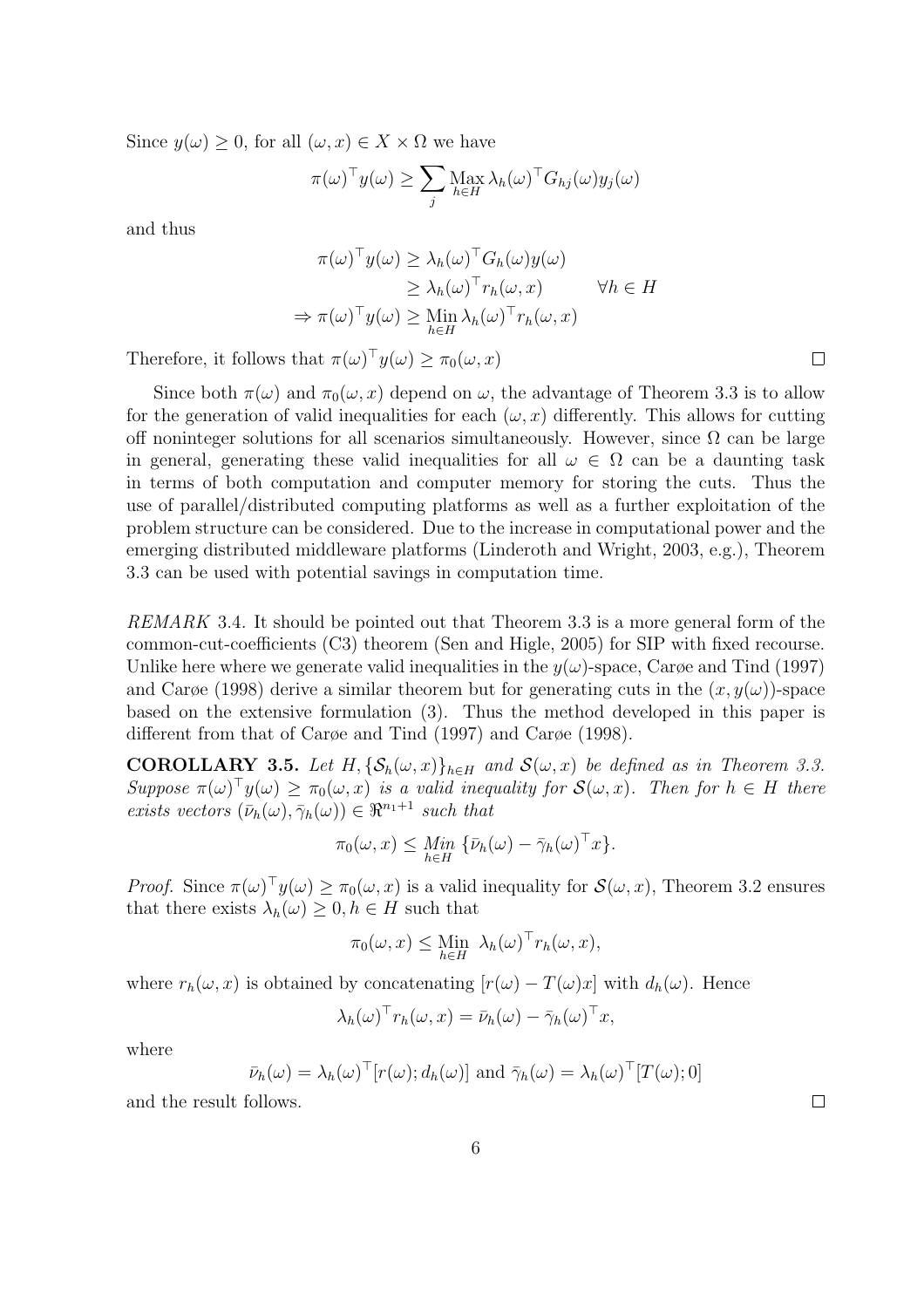Since $y(\omega) \geq 0$, for all $(\omega, x) \in X \times \Omega$ we have

$$\pi(\omega)^\top y(\omega) \geq \sum_j \operatorname*{Max}_{h \in H} \lambda_h(\omega)^\top G_{hj}(\omega) y_j(\omega)$$

and thus

$$\begin{aligned}
\pi(\omega)^\top y(\omega) &\geq \lambda_h(\omega)^\top G_h(\omega) y(\omega) \\
&\geq \lambda_h(\omega)^\top r_h(\omega, x) \qquad \forall h \in H \\
\Rightarrow \pi(\omega)^\top y(\omega) &\geq \operatorname*{Min}_{h \in H} \lambda_h(\omega)^\top r_h(\omega, x)
\end{aligned}$$

Therefore, it follows that $\pi(\omega)^\top y(\omega) \geq \pi_0(\omega, x)$ $\square$

Since both $\pi(\omega)$ and $\pi_0(\omega, x)$ depend on $\omega$, the advantage of Theorem 3.3 is to allow for the generation of valid inequalities for each $(\omega, x)$ differently. This allows for cutting off noninteger solutions for all scenarios simultaneously. However, since $\Omega$ can be large in general, generating these valid inequalities for all $\omega \in \Omega$ can be a daunting task in terms of both computation and computer memory for storing the cuts. Thus the use of parallel/distributed computing platforms as well as a further exploitation of the problem structure can be considered. Due to the increase in computational power and the emerging distributed middleware platforms (Linderoth and Wright, 2003, e.g.), Theorem 3.3 can be used with potential savings in computation time.

*REMARK* 3.4. It should be pointed out that Theorem 3.3 is a more general form of the common-cut-coefficients (C3) theorem (Sen and Higle, 2005) for SIP with fixed recourse. Unlike here where we generate valid inequalities in the $y(\omega)$-space, Carøe and Tind (1997) and Carøe (1998) derive a similar theorem but for generating cuts in the $(x, y(\omega))$-space based on the extensive formulation (3). Thus the method developed in this paper is different from that of Carøe and Tind (1997) and Carøe (1998).

**COROLLARY 3.5.** *Let $H, \{\mathcal{S}_h(\omega, x)\}_{h \in H}$ and $\mathcal{S}(\omega, x)$ be defined as in Theorem 3.3. Suppose $\pi(\omega)^\top y(\omega) \geq \pi_0(\omega, x)$ is a valid inequality for $\mathcal{S}(\omega, x)$. Then for $h \in H$ there exists vectors $(\bar{\nu}_h(\omega), \bar{\gamma}_h(\omega)) \in \Re^{n_1+1}$ such that*

$$\pi_0(\omega, x) \leq \operatorname*{Min}_{h \in H} \{\bar{\nu}_h(\omega) - \bar{\gamma}_h(\omega)^\top x\}.$$

*Proof.* Since $\pi(\omega)^\top y(\omega) \geq \pi_0(\omega, x)$ is a valid inequality for $\mathcal{S}(\omega, x)$, Theorem 3.2 ensures that there exists $\lambda_h(\omega) \geq 0, h \in H$ such that

$$\pi_0(\omega, x) \leq \operatorname*{Min}_{h \in H} \ \lambda_h(\omega)^\top r_h(\omega, x),$$

where $r_h(\omega, x)$ is obtained by concatenating $[r(\omega) - T(\omega)x]$ with $d_h(\omega)$. Hence

$$\lambda_h(\omega)^\top r_h(\omega, x) = \bar{\nu}_h(\omega) - \bar{\gamma}_h(\omega)^\top x,$$

where

$$\bar{\nu}_h(\omega) = \lambda_h(\omega)^\top [r(\omega); d_h(\omega)] \text{ and } \bar{\gamma}_h(\omega) = \lambda_h(\omega)^\top [T(\omega); 0]$$

and the result follows. $\square$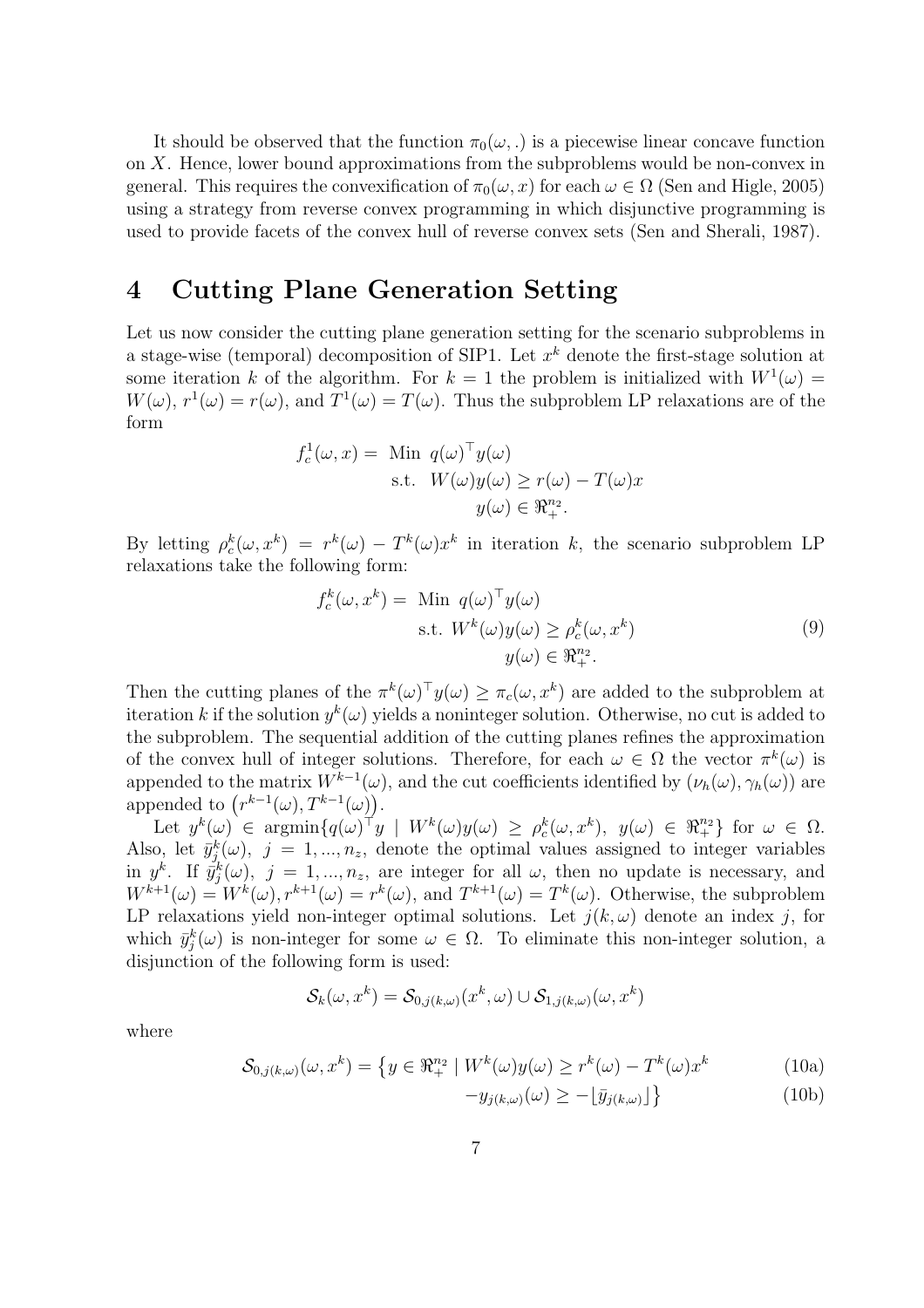It should be observed that the function $\pi_0(\omega, .)$ is a piecewise linear concave function on $X$. Hence, lower bound approximations from the subproblems would be non-convex in general. This requires the convexification of $\pi_0(\omega, x)$ for each $\omega \in \Omega$ (Sen and Higle, 2005) using a strategy from reverse convex programming in which disjunctive programming is used to provide facets of the convex hull of reverse convex sets (Sen and Sherali, 1987).

## 4 Cutting Plane Generation Setting

Let us now consider the cutting plane generation setting for the scenario subproblems in a stage-wise (temporal) decomposition of SIP1. Let $x^k$ denote the first-stage solution at some iteration $k$ of the algorithm. For $k = 1$ the problem is initialized with $W^1(\omega) = W(\omega)$, $r^1(\omega) = r(\omega)$, and $T^1(\omega) = T(\omega)$. Thus the subproblem LP relaxations are of the form

$$
\begin{aligned}
f_c^1(\omega, x) = \ & \text{Min } \ q(\omega)^\top y(\omega) \\
& \text{s.t. } \ W(\omega) y(\omega) \geq r(\omega) - T(\omega) x \\
& \qquad\qquad y(\omega) \in \Re_+^{n_2}.
\end{aligned}
$$

By letting $\rho_c^k(\omega, x^k) = r^k(\omega) - T^k(\omega) x^k$ in iteration $k$, the scenario subproblem LP relaxations take the following form:

$$
\begin{aligned}
f_c^k(\omega, x^k) = \ & \text{Min } \ q(\omega)^\top y(\omega) \\
& \text{s.t. } W^k(\omega) y(\omega) \geq \rho_c^k(\omega, x^k) \\
& \qquad\qquad y(\omega) \in \Re_+^{n_2}.
\end{aligned}
\tag{9}
$$

Then the cutting planes of the $\pi^k(\omega)^\top y(\omega) \geq \pi_c(\omega, x^k)$ are added to the subproblem at iteration $k$ if the solution $y^k(\omega)$ yields a noninteger solution. Otherwise, no cut is added to the subproblem. The sequential addition of the cutting planes refines the approximation of the convex hull of integer solutions. Therefore, for each $\omega \in \Omega$ the vector $\pi^k(\omega)$ is appended to the matrix $W^{k-1}(\omega)$, and the cut coefficients identified by $(\nu_h(\omega), \gamma_h(\omega))$ are appended to $\left(r^{k-1}(\omega), T^{k-1}(\omega)\right)$.

Let $y^k(\omega) \in \operatorname{argmin}\{q(\omega)^\top y \mid W^k(\omega) y(\omega) \geq \rho_c^k(\omega, x^k),\ y(\omega) \in \Re_+^{n_2}\}$ for $\omega \in \Omega$. Also, let $\bar{y}_j^k(\omega)$, $j = 1, ..., n_z$, denote the optimal values assigned to integer variables in $y^k$. If $\bar{y}_j^k(\omega)$, $j = 1, ..., n_z$, are integer for all $\omega$, then no update is necessary, and $W^{k+1}(\omega) = W^k(\omega), r^{k+1}(\omega) = r^k(\omega)$, and $T^{k+1}(\omega) = T^k(\omega)$. Otherwise, the subproblem LP relaxations yield non-integer optimal solutions. Let $j(k, \omega)$ denote an index $j$, for which $\bar{y}_j^k(\omega)$ is non-integer for some $\omega \in \Omega$. To eliminate this non-integer solution, a disjunction of the following form is used:

$$
\mathcal{S}_k(\omega, x^k) = \mathcal{S}_{0,j(k,\omega)}(x^k, \omega) \cup \mathcal{S}_{1,j(k,\omega)}(\omega, x^k)
$$

where

$$
\begin{aligned}
\mathcal{S}_{0,j(k,\omega)}(\omega, x^k) = \big\{ y \in \Re_+^{n_2} \mid \ & W^k(\omega) y(\omega) \geq r^k(\omega) - T^k(\omega) x^k & \text{(10a)} \\
& -y_{j(k,\omega)}(\omega) \geq -\lfloor \bar{y}_{j(k,\omega)} \rfloor \big\} & \text{(10b)}
\end{aligned}
$$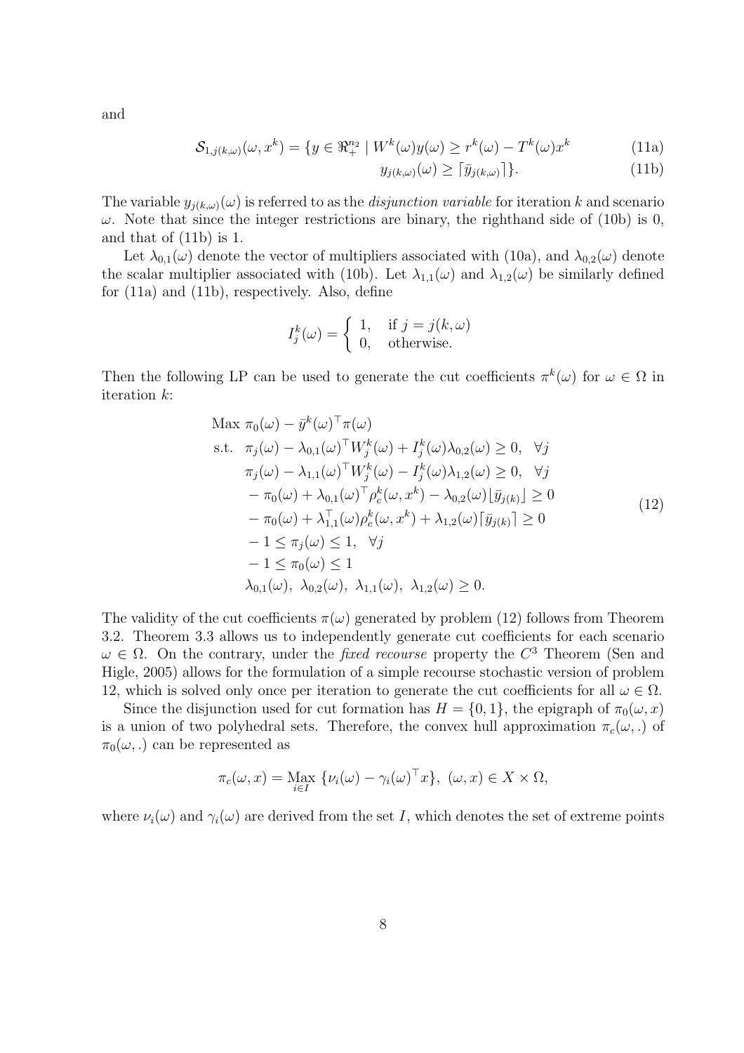and

$$
\mathcal{S}_{1,j(k,\omega)}(\omega, x^k) = \{y \in \Re^{n_2}_+ \mid W^k(\omega)y(\omega) \geq r^k(\omega) - T^k(\omega)x^k \tag{11a}
$$

$$
y_{j(k,\omega)}(\omega) \geq \lceil \bar{y}_{j(k,\omega)} \rceil \}. \tag{11b}
$$

The variable $y_{j(k,\omega)}(\omega)$ is referred to as the *disjunction variable* for iteration $k$ and scenario $\omega$. Note that since the integer restrictions are binary, the righthand side of (10b) is 0, and that of (11b) is 1.

Let $\lambda_{0,1}(\omega)$ denote the vector of multipliers associated with (10a), and $\lambda_{0,2}(\omega)$ denote the scalar multiplier associated with (10b). Let $\lambda_{1,1}(\omega)$ and $\lambda_{1,2}(\omega)$ be similarly defined for (11a) and (11b), respectively. Also, define

$$
I^k_j(\omega) = \begin{cases} 1, & \text{if } j = j(k,\omega) \\ 0, & \text{otherwise.} \end{cases}
$$

Then the following LP can be used to generate the cut coefficients $\pi^k(\omega)$ for $\omega \in \Omega$ in iteration $k$:

$$
\begin{aligned}
&\text{Max } \pi_0(\omega) - \bar{y}^k(\omega)^\top \pi(\omega) \\
&\text{s.t. } \; \pi_j(\omega) - \lambda_{0,1}(\omega)^\top W^k_j(\omega) + I^k_j(\omega)\lambda_{0,2}(\omega) \geq 0, \;\; \forall j \\
&\qquad \pi_j(\omega) - \lambda_{1,1}(\omega)^\top W^k_j(\omega) - I^k_j(\omega)\lambda_{1,2}(\omega) \geq 0, \;\; \forall j \\
&\qquad -\pi_0(\omega) + \lambda_{0,1}(\omega)^\top \rho^k_c(\omega, x^k) - \lambda_{0,2}(\omega)\lfloor \bar{y}_{j(k)} \rfloor \geq 0 \\
&\qquad -\pi_0(\omega) + \lambda^\top_{1,1}(\omega)\rho^k_c(\omega, x^k) + \lambda_{1,2}(\omega)\lceil \bar{y}_{j(k)} \rceil \geq 0 \\
&\qquad -1 \leq \pi_j(\omega) \leq 1, \;\; \forall j \\
&\qquad -1 \leq \pi_0(\omega) \leq 1 \\
&\qquad \lambda_{0,1}(\omega), \; \lambda_{0,2}(\omega), \; \lambda_{1,1}(\omega), \; \lambda_{1,2}(\omega) \geq 0.
\end{aligned} \tag{12}
$$

The validity of the cut coefficients $\pi(\omega)$ generated by problem (12) follows from Theorem 3.2. Theorem 3.3 allows us to independently generate cut coefficients for each scenario $\omega \in \Omega$. On the contrary, under the *fixed recourse* property the $C^3$ Theorem (Sen and Higle, 2005) allows for the formulation of a simple recourse stochastic version of problem 12, which is solved only once per iteration to generate the cut coefficients for all $\omega \in \Omega$.

Since the disjunction used for cut formation has $H = \{0, 1\}$, the epigraph of $\pi_0(\omega, x)$ is a union of two polyhedral sets. Therefore, the convex hull approximation $\pi_c(\omega, .)$ of $\pi_0(\omega, .)$ can be represented as

$$
\pi_c(\omega, x) = \operatorname*{Max}_{i \in I} \{\nu_i(\omega) - \gamma_i(\omega)^\top x\}, \; (\omega, x) \in X \times \Omega,
$$

where $\nu_i(\omega)$ and $\gamma_i(\omega)$ are derived from the set $I$, which denotes the set of extreme points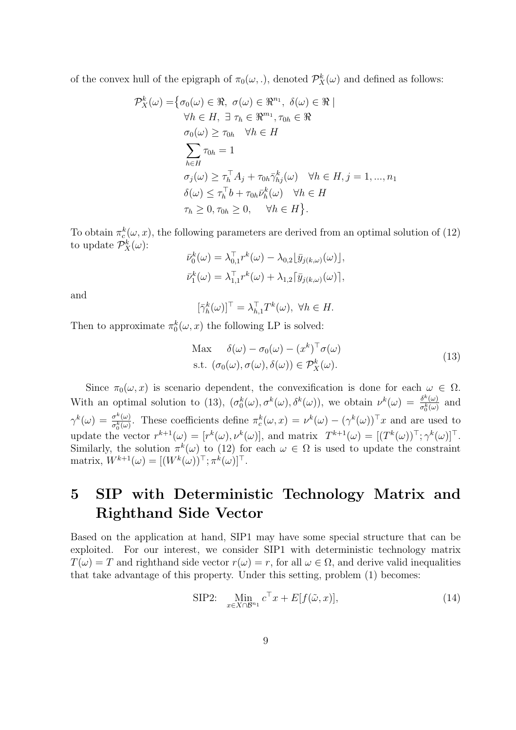of the convex hull of the epigraph of $\pi_0(\omega, .)$, denoted $\mathcal{P}_X^k(\omega)$ and defined as follows:

$$
\begin{aligned}
\mathcal{P}_X^k(\omega) = \big\{ & \sigma_0(\omega) \in \Re,\ \sigma(\omega) \in \Re^{n_1},\ \delta(\omega) \in \Re \mid \\
& \forall h \in H,\ \exists\ \tau_h \in \Re^{m_1}, \tau_{0h} \in \Re \\
& \sigma_0(\omega) \geq \tau_{0h} \quad \forall h \in H \\
& \sum_{h \in H} \tau_{0h} = 1 \\
& \sigma_j(\omega) \geq \tau_h^\top A_j + \tau_{0h} \bar{\gamma}_{hj}^k(\omega) \quad \forall h \in H, j = 1, ..., n_1 \\
& \delta(\omega) \leq \tau_h^\top b + \tau_{0h} \bar{\nu}_h^k(\omega) \quad \forall h \in H \\
& \tau_h \geq 0, \tau_{0h} \geq 0, \quad \forall h \in H \big\}.
\end{aligned}
$$

To obtain $\pi_c^k(\omega, x)$, the following parameters are derived from an optimal solution of (12) to update $\mathcal{P}_X^k(\omega)$:

$$
\bar{\nu}_0^k(\omega) = \lambda_{0,1}^\top r^k(\omega) - \lambda_{0,2} \lfloor \bar{y}_{j(k,\omega)}(\omega) \rfloor,
$$

$$
\bar{\nu}_1^k(\omega) = \lambda_{1,1}^\top r^k(\omega) + \lambda_{1,2} \lceil \bar{y}_{j(k,\omega)}(\omega) \rceil,
$$

and

$$
[\bar{\gamma}_h^k(\omega)]^\top = \lambda_{h,1}^\top T^k(\omega),\ \forall h \in H.
$$

Then to approximate $\pi_0^k(\omega, x)$ the following LP is solved:

$$
\begin{aligned}
\text{Max} \quad & \delta(\omega) - \sigma_0(\omega) - (x^k)^\top \sigma(\omega) \\
\text{s.t.}\ \ & (\sigma_0(\omega), \sigma(\omega), \delta(\omega)) \in \mathcal{P}_X^k(\omega).
\end{aligned}
\tag{13}
$$

Since $\pi_0(\omega, x)$ is scenario dependent, the convexification is done for each $\omega \in \Omega$. With an optimal solution to (13), $(\sigma_0^k(\omega), \sigma^k(\omega), \delta^k(\omega))$, we obtain $\nu^k(\omega) = \frac{\delta^k(\omega)}{\sigma_0^k(\omega)}$ and $\gamma^k(\omega) = \frac{\sigma^k(\omega)}{\sigma_0^k(\omega)}$. These coefficients define $\pi_c^k(\omega, x) = \nu^k(\omega) - (\gamma^k(\omega))^\top x$ and are used to update the vector $r^{k+1}(\omega) = [r^k(\omega), \nu^k(\omega)]$, and matrix $T^{k+1}(\omega) = [(T^k(\omega))^\top; \gamma^k(\omega)]^\top$. Similarly, the solution $\pi^k(\omega)$ to (12) for each $\omega \in \Omega$ is used to update the constraint matrix, $W^{k+1}(\omega) = [(W^k(\omega))^\top; \pi^k(\omega)]^\top$.

# 5 SIP with Deterministic Technology Matrix and Righthand Side Vector

Based on the application at hand, SIP1 may have some special structure that can be exploited. For our interest, we consider SIP1 with deterministic technology matrix $T(\omega) = T$ and righthand side vector $r(\omega) = r$, for all $\omega \in \Omega$, and derive valid inequalities that take advantage of this property. Under this setting, problem (1) becomes:

$$
\text{SIP2:} \quad \underset{x \in X \cap \mathcal{B}^{n_1}}{\text{Min}}\ c^\top x + E[f(\tilde{\omega}, x)], \tag{14}
$$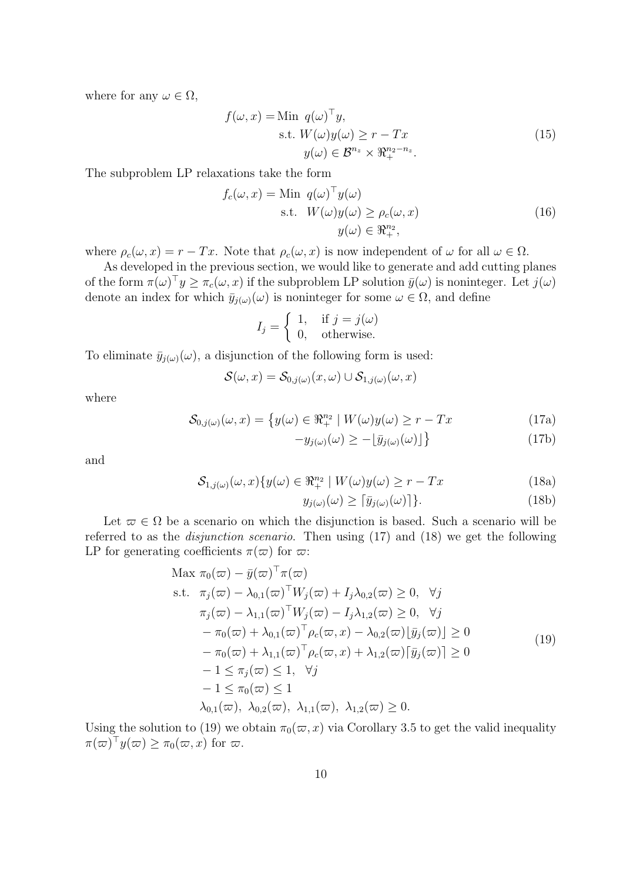where for any $\omega \in \Omega$,

$$
\begin{aligned}
f(\omega, x) = \text{Min } & q(\omega)^\top y, \\
\text{s.t. } & W(\omega) y(\omega) \geq r - Tx \\
& y(\omega) \in \mathcal{B}^{n_z} \times \Re_+^{n_2 - n_z}.
\end{aligned} \tag{15}
$$

The subproblem LP relaxations take the form

$$
\begin{aligned}
f_c(\omega, x) = \text{Min } & q(\omega)^\top y(\omega) \\
\text{s.t. } & W(\omega) y(\omega) \geq \rho_c(\omega, x) \\
& y(\omega) \in \Re_+^{n_2},
\end{aligned} \tag{16}
$$

where $\rho_c(\omega, x) = r - Tx$. Note that $\rho_c(\omega, x)$ is now independent of $\omega$ for all $\omega \in \Omega$.

As developed in the previous section, we would like to generate and add cutting planes of the form $\pi(\omega)^\top y \geq \pi_c(\omega, x)$ if the subproblem LP solution $\bar{y}(\omega)$ is noninteger. Let $j(\omega)$ denote an index for which $\bar{y}_{j(\omega)}(\omega)$ is noninteger for some $\omega \in \Omega$, and define

$$
I_j = \begin{cases} 1, & \text{if } j = j(\omega) \\ 0, & \text{otherwise.} \end{cases}
$$

To eliminate $\bar{y}_{j(\omega)}(\omega)$, a disjunction of the following form is used:

$$
\mathcal{S}(\omega, x) = \mathcal{S}_{0,j(\omega)}(x, \omega) \cup \mathcal{S}_{1,j(\omega)}(\omega, x)
$$

where

$$
\mathcal{S}_{0,j(\omega)}(\omega, x) = \big\{ y(\omega) \in \Re_+^{n_2} \mid W(\omega) y(\omega) \geq r - Tx \tag{17a}
$$

$$
-y_{j(\omega)}(\omega) \geq -\lfloor \bar{y}_{j(\omega)}(\omega) \rfloor \big\} \tag{17b}
$$

and

$$
\mathcal{S}_{1,j(\omega)}(\omega, x) \{ y(\omega) \in \Re_+^{n_2} \mid W(\omega) y(\omega) \geq r - Tx \tag{18a}
$$

$$
y_{j(\omega)}(\omega) \geq \lceil \bar{y}_{j(\omega)}(\omega) \rceil \}. \tag{18b}
$$

Let $\varpi \in \Omega$ be a scenario on which the disjunction is based. Such a scenario will be referred to as the *disjunction scenario*. Then using (17) and (18) we get the following LP for generating coefficients $\pi(\varpi)$ for $\varpi$:

$$
\begin{aligned}
\text{Max } & \pi_0(\varpi) - \bar{y}(\varpi)^\top \pi(\varpi) \\
\text{s.t. } & \pi_j(\varpi) - \lambda_{0,1}(\varpi)^\top W_j(\varpi) + I_j \lambda_{0,2}(\varpi) \geq 0, \quad \forall j \\
& \pi_j(\varpi) - \lambda_{1,1}(\varpi)^\top W_j(\varpi) - I_j \lambda_{1,2}(\varpi) \geq 0, \quad \forall j \\
& -\pi_0(\varpi) + \lambda_{0,1}(\varpi)^\top \rho_c(\varpi, x) - \lambda_{0,2}(\varpi) \lfloor \bar{y}_j(\varpi) \rfloor \geq 0 \\
& -\pi_0(\varpi) + \lambda_{1,1}(\varpi)^\top \rho_c(\varpi, x) + \lambda_{1,2}(\varpi) \lceil \bar{y}_j(\varpi) \rceil \geq 0 \\
& -1 \leq \pi_j(\varpi) \leq 1, \quad \forall j \\
& -1 \leq \pi_0(\varpi) \leq 1 \\
& \lambda_{0,1}(\varpi),\ \lambda_{0,2}(\varpi),\ \lambda_{1,1}(\varpi),\ \lambda_{1,2}(\varpi) \geq 0.
\end{aligned} \tag{19}
$$

Using the solution to (19) we obtain $\pi_0(\varpi, x)$ via Corollary 3.5 to get the valid inequality $\pi(\varpi)^\top y(\varpi) \geq \pi_0(\varpi, x)$ for $\varpi$.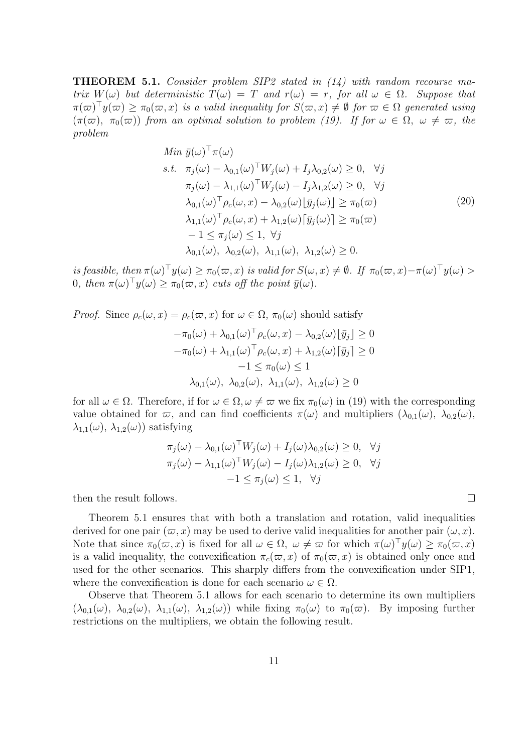**THEOREM 5.1.** *Consider problem SIP2 stated in (14) with random recourse matrix $W(\omega)$ but deterministic $T(\omega) = T$ and $r(\omega) = r$, for all $\omega \in \Omega$. Suppose that $\pi(\varpi)^\top y(\varpi) \geq \pi_0(\varpi, x)$ is a valid inequality for $S(\varpi, x) \neq \emptyset$ for $\varpi \in \Omega$ generated using $(\pi(\varpi),\ \pi_0(\varpi))$ from an optimal solution to problem (19). If for $\omega \in \Omega$, $\omega \neq \varpi$, the problem*

$$
\begin{aligned}
&Min\ \bar{y}(\omega)^\top \pi(\omega) \\
&s.t.\ \ \pi_j(\omega) - \lambda_{0,1}(\omega)^\top W_j(\omega) + I_j \lambda_{0,2}(\omega) \geq 0, \quad \forall j \\
&\qquad \pi_j(\omega) - \lambda_{1,1}(\omega)^\top W_j(\omega) - I_j \lambda_{1,2}(\omega) \geq 0, \quad \forall j \\
&\qquad \lambda_{0,1}(\omega)^\top \rho_c(\omega, x) - \lambda_{0,2}(\omega) \lfloor \bar{y}_j(\omega) \rfloor \geq \pi_0(\varpi) \\
&\qquad \lambda_{1,1}(\omega)^\top \rho_c(\omega, x) + \lambda_{1,2}(\omega) \lceil \bar{y}_j(\omega) \rceil \geq \pi_0(\varpi) \\
&\qquad -1 \leq \pi_j(\omega) \leq 1, \ \forall j \\
&\qquad \lambda_{0,1}(\omega),\ \lambda_{0,2}(\omega),\ \lambda_{1,1}(\omega),\ \lambda_{1,2}(\omega) \geq 0.
\end{aligned}
\tag{20}
$$

*is feasible, then $\pi(\omega)^\top y(\omega) \geq \pi_0(\varpi, x)$ is valid for $S(\omega, x) \neq \emptyset$. If $\pi_0(\varpi, x) - \pi(\omega)^\top y(\omega) > 0$, then $\pi(\omega)^\top y(\omega) \geq \pi_0(\varpi, x)$ cuts off the point $\bar{y}(\omega)$.*

*Proof.* Since $\rho_c(\omega, x) = \rho_c(\varpi, x)$ for $\omega \in \Omega$, $\pi_0(\omega)$ should satisfy

$$
\begin{aligned}
-\pi_0(\omega) + \lambda_{0,1}(\omega)^\top \rho_c(\omega, x) - \lambda_{0,2}(\omega) \lfloor \bar{y}_j \rfloor &\geq 0 \\
-\pi_0(\omega) + \lambda_{1,1}(\omega)^\top \rho_c(\omega, x) + \lambda_{1,2}(\omega) \lceil \bar{y}_j \rceil &\geq 0 \\
-1 \leq \pi_0(\omega) &\leq 1 \\
\lambda_{0,1}(\omega),\ \lambda_{0,2}(\omega),\ \lambda_{1,1}(\omega),\ \lambda_{1,2}(\omega) &\geq 0
\end{aligned}
$$

for all $\omega \in \Omega$. Therefore, if for $\omega \in \Omega, \omega \neq \varpi$ we fix $\pi_0(\omega)$ in (19) with the corresponding value obtained for $\varpi$, and can find coefficients $\pi(\omega)$ and multipliers $(\lambda_{0,1}(\omega),\ \lambda_{0,2}(\omega),\ \lambda_{1,1}(\omega),\ \lambda_{1,2}(\omega))$ satisfying

$$
\begin{aligned}
\pi_j(\omega) - \lambda_{0,1}(\omega)^\top W_j(\omega) + I_j(\omega) \lambda_{0,2}(\omega) \geq 0, \quad \forall j \\
\pi_j(\omega) - \lambda_{1,1}(\omega)^\top W_j(\omega) - I_j(\omega) \lambda_{1,2}(\omega) \geq 0, \quad \forall j \\
-1 \leq \pi_j(\omega) \leq 1, \quad \forall j
\end{aligned}
$$

then the result follows. $\square$

Theorem 5.1 ensures that with both a translation and rotation, valid inequalities derived for one pair $(\varpi, x)$ may be used to derive valid inequalities for another pair $(\omega, x)$. Note that since $\pi_0(\varpi, x)$ is fixed for all $\omega \in \Omega,\ \omega \neq \varpi$ for which $\pi(\omega)^\top y(\omega) \geq \pi_0(\varpi, x)$ is a valid inequality, the convexification $\pi_c(\varpi, x)$ of $\pi_0(\varpi, x)$ is obtained only once and used for the other scenarios. This sharply differs from the convexification under SIP1, where the convexification is done for each scenario $\omega \in \Omega$.

Observe that Theorem 5.1 allows for each scenario to determine its own multipliers $(\lambda_{0,1}(\omega),\ \lambda_{0,2}(\omega),\ \lambda_{1,1}(\omega),\ \lambda_{1,2}(\omega))$ while fixing $\pi_0(\omega)$ to $\pi_0(\varpi)$. By imposing further restrictions on the multipliers, we obtain the following result.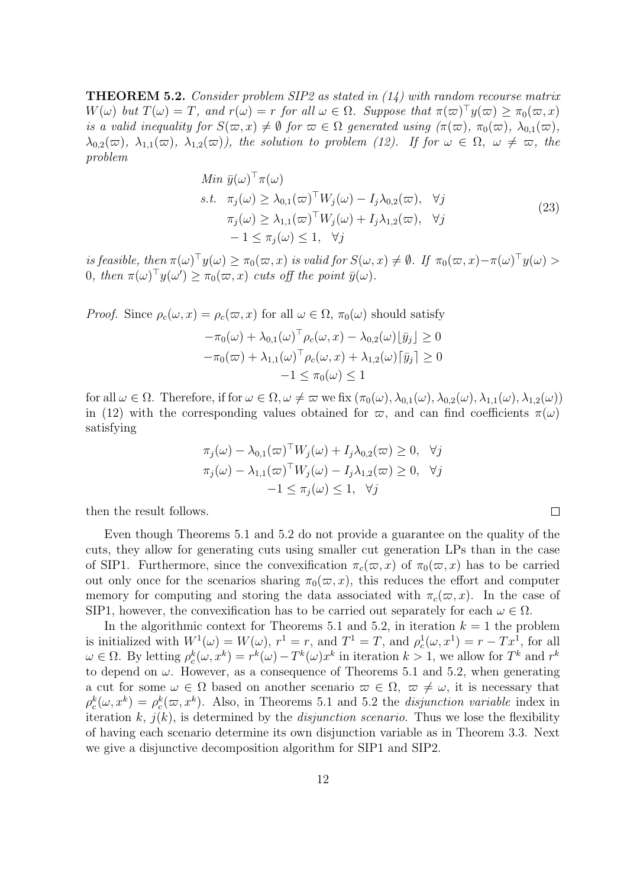**THEOREM 5.2.** *Consider problem SIP2 as stated in (14) with random recourse matrix $W(\omega)$ but $T(\omega) = T$, and $r(\omega) = r$ for all $\omega \in \Omega$. Suppose that $\pi(\varpi)^\top y(\varpi) \geq \pi_0(\varpi, x)$ is a valid inequality for $S(\varpi, x) \neq \emptyset$ for $\varpi \in \Omega$ generated using ($\pi(\varpi)$, $\pi_0(\varpi)$, $\lambda_{0,1}(\varpi)$, $\lambda_{0,2}(\varpi)$, $\lambda_{1,1}(\varpi)$, $\lambda_{1,2}(\varpi)$), the solution to problem (12). If for $\omega \in \Omega$, $\omega \neq \varpi$, the problem*

$$
\begin{aligned}
& Min \ \bar{y}(\omega)^\top \pi(\omega) \\
& s.t. \quad \pi_j(\omega) \geq \lambda_{0,1}(\varpi)^\top W_j(\omega) - I_j \lambda_{0,2}(\varpi), \quad \forall j \\
& \qquad \ \ \pi_j(\omega) \geq \lambda_{1,1}(\varpi)^\top W_j(\omega) + I_j \lambda_{1,2}(\varpi), \quad \forall j \\
& \qquad \ \ -1 \leq \pi_j(\omega) \leq 1, \quad \forall j
\end{aligned}
\tag{23}
$$

*is feasible, then $\pi(\omega)^\top y(\omega) \geq \pi_0(\varpi, x)$ is valid for $S(\omega, x) \neq \emptyset$. If $\pi_0(\varpi, x) - \pi(\omega)^\top y(\omega) > 0$, then $\pi(\omega)^\top y(\omega') \geq \pi_0(\varpi, x)$ cuts off the point $\bar{y}(\omega)$.*

*Proof.* Since $\rho_c(\omega, x) = \rho_c(\varpi, x)$ for all $\omega \in \Omega$, $\pi_0(\omega)$ should satisfy

$$
\begin{aligned}
-\pi_0(\omega) + \lambda_{0,1}(\omega)^\top \rho_c(\omega, x) - \lambda_{0,2}(\omega) \lfloor \bar{y}_j \rfloor \geq 0 \\
-\pi_0(\varpi) + \lambda_{1,1}(\omega)^\top \rho_c(\omega, x) + \lambda_{1,2}(\omega) \lceil \bar{y}_j \rceil \geq 0 \\
-1 \leq \pi_0(\omega) \leq 1
\end{aligned}
$$

for all $\omega \in \Omega$. Therefore, if for $\omega \in \Omega, \omega \neq \varpi$ we fix $(\pi_0(\omega), \lambda_{0,1}(\omega), \lambda_{0,2}(\omega), \lambda_{1,1}(\omega), \lambda_{1,2}(\omega))$ in (12) with the corresponding values obtained for $\varpi$, and can find coefficients $\pi(\omega)$ satisfying

$$
\begin{aligned}
\pi_j(\omega) - \lambda_{0,1}(\varpi)^\top W_j(\omega) + I_j \lambda_{0,2}(\varpi) \geq 0, \quad \forall j \\
\pi_j(\omega) - \lambda_{1,1}(\varpi)^\top W_j(\omega) - I_j \lambda_{1,2}(\varpi) \geq 0, \quad \forall j \\
-1 \leq \pi_j(\omega) \leq 1, \quad \forall j
\end{aligned}
$$

then the result follows. $\square$

Even though Theorems 5.1 and 5.2 do not provide a guarantee on the quality of the cuts, they allow for generating cuts using smaller cut generation LPs than in the case of SIP1. Furthermore, since the convexification $\pi_c(\varpi, x)$ of $\pi_0(\varpi, x)$ has to be carried out only once for the scenarios sharing $\pi_0(\varpi, x)$, this reduces the effort and computer memory for computing and storing the data associated with $\pi_c(\varpi, x)$. In the case of SIP1, however, the convexification has to be carried out separately for each $\omega \in \Omega$.

In the algorithmic context for Theorems 5.1 and 5.2, in iteration $k = 1$ the problem is initialized with $W^1(\omega) = W(\omega)$, $r^1 = r$, and $T^1 = T$, and $\rho_c^1(\omega, x^1) = r - Tx^1$, for all $\omega \in \Omega$. By letting $\rho_c^k(\omega, x^k) = r^k(\omega) - T^k(\omega)x^k$ in iteration $k > 1$, we allow for $T^k$ and $r^k$ to depend on $\omega$. However, as a consequence of Theorems 5.1 and 5.2, when generating a cut for some $\omega \in \Omega$ based on another scenario $\varpi \in \Omega$, $\varpi \neq \omega$, it is necessary that $\rho_c^k(\omega, x^k) = \rho_c^k(\varpi, x^k)$. Also, in Theorems 5.1 and 5.2 the *disjunction variable* index in iteration $k$, $j(k)$, is determined by the *disjunction scenario*. Thus we lose the flexibility of having each scenario determine its own disjunction variable as in Theorem 3.3. Next we give a disjunctive decomposition algorithm for SIP1 and SIP2.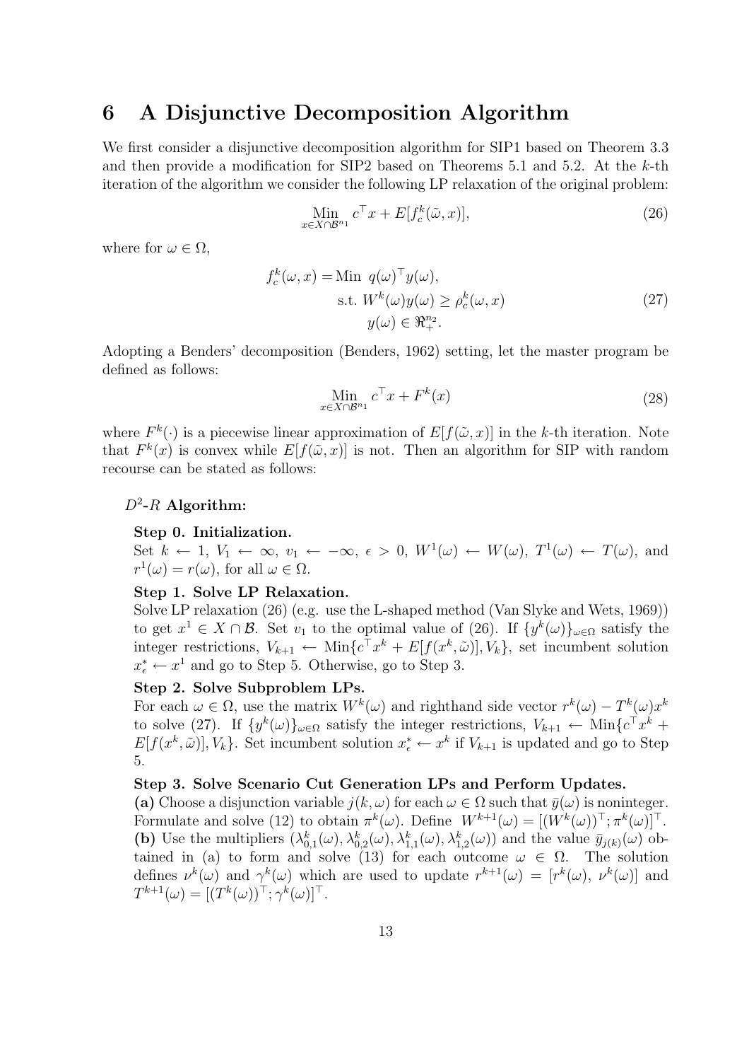# 6 A Disjunctive Decomposition Algorithm

We first consider a disjunctive decomposition algorithm for SIP1 based on Theorem 3.3 and then provide a modification for SIP2 based on Theorems 5.1 and 5.2. At the $k$-th iteration of the algorithm we consider the following LP relaxation of the original problem:

$$\operatorname*{Min}_{x \in X \cap \mathcal{B}^{n_1}} c^\top x + E[f_c^k(\tilde{\omega}, x)], \tag{26}$$

where for $\omega \in \Omega$,

$$\begin{aligned} f_c^k(\omega, x) = \text{Min } & q(\omega)^\top y(\omega), \\ \text{s.t. } & W^k(\omega) y(\omega) \geq \rho_c^k(\omega, x) \\ & y(\omega) \in \Re_+^{n_2}. \end{aligned} \tag{27}$$

Adopting a Benders' decomposition (Benders, 1962) setting, let the master program be defined as follows:

$$\operatorname*{Min}_{x \in X \cap \mathcal{B}^{n_1}} c^\top x + F^k(x) \tag{28}$$

where $F^k(\cdot)$ is a piecewise linear approximation of $E[f(\tilde{\omega}, x)]$ in the $k$-th iteration. Note that $F^k(x)$ is convex while $E[f(\tilde{\omega}, x)]$ is not. Then an algorithm for SIP with random recourse can be stated as follows:

**$D^2$-$R$ Algorithm:**

**Step 0. Initialization.**
Set $k \leftarrow 1$, $V_1 \leftarrow \infty$, $v_1 \leftarrow -\infty$, $\epsilon > 0$, $W^1(\omega) \leftarrow W(\omega)$, $T^1(\omega) \leftarrow T(\omega)$, and $r^1(\omega) = r(\omega)$, for all $\omega \in \Omega$.

**Step 1. Solve LP Relaxation.**
Solve LP relaxation (26) (e.g. use the L-shaped method (Van Slyke and Wets, 1969)) to get $x^1 \in X \cap \mathcal{B}$. Set $v_1$ to the optimal value of (26). If $\{y^k(\omega)\}_{\omega \in \Omega}$ satisfy the integer restrictions, $V_{k+1} \leftarrow \text{Min}\{c^\top x^k + E[f(x^k, \tilde{\omega})], V_k\}$, set incumbent solution $x^*_\epsilon \leftarrow x^1$ and go to Step 5. Otherwise, go to Step 3.

**Step 2. Solve Subproblem LPs.**
For each $\omega \in \Omega$, use the matrix $W^k(\omega)$ and righthand side vector $r^k(\omega) - T^k(\omega)x^k$ to solve (27). If $\{y^k(\omega)\}_{\omega \in \Omega}$ satisfy the integer restrictions, $V_{k+1} \leftarrow \text{Min}\{c^\top x^k + E[f(x^k, \tilde{\omega})], V_k\}$. Set incumbent solution $x^*_\epsilon \leftarrow x^k$ if $V_{k+1}$ is updated and go to Step 5.

**Step 3. Solve Scenario Cut Generation LPs and Perform Updates.**
**(a)** Choose a disjunction variable $j(k, \omega)$ for each $\omega \in \Omega$ such that $\bar{y}(\omega)$ is noninteger. Formulate and solve (12) to obtain $\pi^k(\omega)$. Define $W^{k+1}(\omega) = [(W^k(\omega))^\top; \pi^k(\omega)]^\top$.
**(b)** Use the multipliers $(\lambda^k_{0,1}(\omega), \lambda^k_{0,2}(\omega), \lambda^k_{1,1}(\omega), \lambda^k_{1,2}(\omega))$ and the value $\bar{y}_{j(k)}(\omega)$ obtained in (a) to form and solve (13) for each outcome $\omega \in \Omega$. The solution defines $\nu^k(\omega)$ and $\gamma^k(\omega)$ which are used to update $r^{k+1}(\omega) = [r^k(\omega),\ \nu^k(\omega)]$ and $T^{k+1}(\omega) = [(T^k(\omega))^\top; \gamma^k(\omega)]^\top$.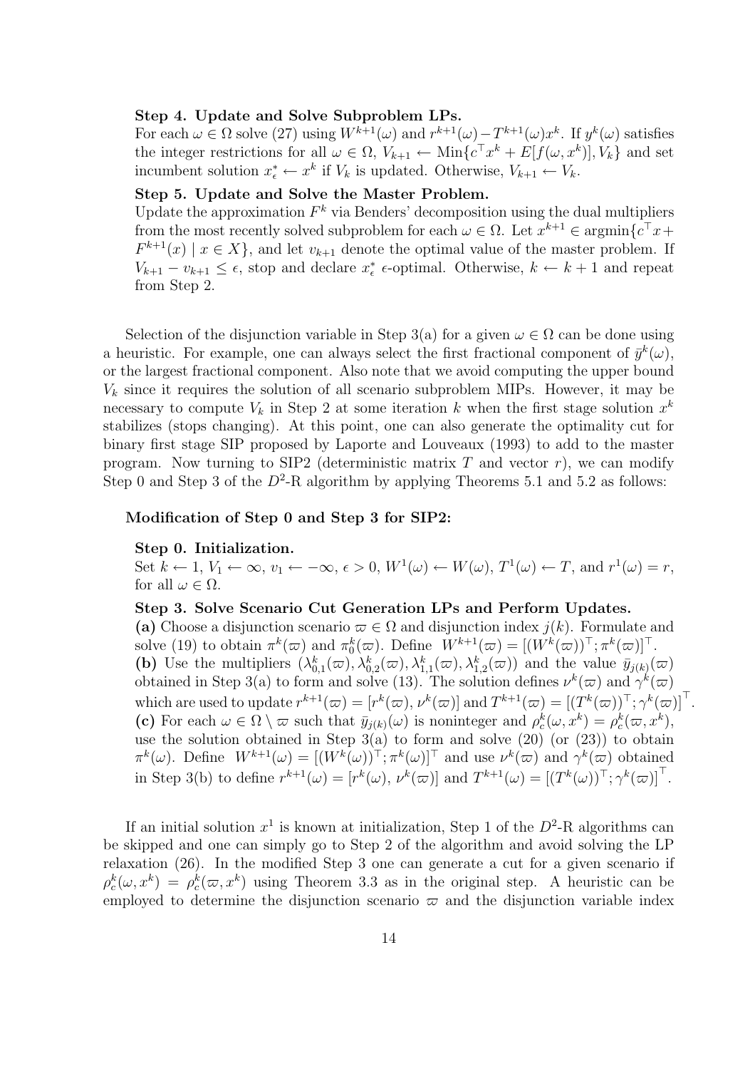**Step 4. Update and Solve Subproblem LPs.**
For each $\omega \in \Omega$ solve (27) using $W^{k+1}(\omega)$ and $r^{k+1}(\omega) - T^{k+1}(\omega)x^k$. If $y^k(\omega)$ satisfies the integer restrictions for all $\omega \in \Omega$, $V_{k+1} \leftarrow \text{Min}\{c^\top x^k + E[f(\omega, x^k)], V_k\}$ and set incumbent solution $x^*_\epsilon \leftarrow x^k$ if $V_k$ is updated. Otherwise, $V_{k+1} \leftarrow V_k$.

**Step 5. Update and Solve the Master Problem.**
Update the approximation $F^k$ via Benders' decomposition using the dual multipliers from the most recently solved subproblem for each $\omega \in \Omega$. Let $x^{k+1} \in \text{argmin}\{c^\top x + F^{k+1}(x) \mid x \in X\}$, and let $v_{k+1}$ denote the optimal value of the master problem. If $V_{k+1} - v_{k+1} \leq \epsilon$, stop and declare $x^*_\epsilon$ $\epsilon$-optimal. Otherwise, $k \leftarrow k + 1$ and repeat from Step 2.

Selection of the disjunction variable in Step 3(a) for a given $\omega \in \Omega$ can be done using a heuristic. For example, one can always select the first fractional component of $\bar{y}^k(\omega)$, or the largest fractional component. Also note that we avoid computing the upper bound $V_k$ since it requires the solution of all scenario subproblem MIPs. However, it may be necessary to compute $V_k$ in Step 2 at some iteration $k$ when the first stage solution $x^k$ stabilizes (stops changing). At this point, one can also generate the optimality cut for binary first stage SIP proposed by Laporte and Louveaux (1993) to add to the master program. Now turning to SIP2 (deterministic matrix $T$ and vector $r$), we can modify Step 0 and Step 3 of the $D^2$-R algorithm by applying Theorems 5.1 and 5.2 as follows:

**Modification of Step 0 and Step 3 for SIP2:**

**Step 0. Initialization.**
Set $k \leftarrow 1$, $V_1 \leftarrow \infty$, $v_1 \leftarrow -\infty$, $\epsilon > 0$, $W^1(\omega) \leftarrow W(\omega)$, $T^1(\omega) \leftarrow T$, and $r^1(\omega) = r$, for all $\omega \in \Omega$.

**Step 3. Solve Scenario Cut Generation LPs and Perform Updates.**
**(a)** Choose a disjunction scenario $\varpi \in \Omega$ and disjunction index $j(k)$. Formulate and solve (19) to obtain $\pi^k(\varpi)$ and $\pi^k_0(\varpi)$. Define $W^{k+1}(\varpi) = [(W^k(\varpi))^\top; \pi^k(\varpi)]^\top$.
**(b)** Use the multipliers $(\lambda^k_{0,1}(\varpi), \lambda^k_{0,2}(\varpi), \lambda^k_{1,1}(\varpi), \lambda^k_{1,2}(\varpi))$ and the value $\bar{y}_{j(k)}(\varpi)$ obtained in Step 3(a) to form and solve (13). The solution defines $\nu^k(\varpi)$ and $\gamma^k(\varpi)$ which are used to update $r^{k+1}(\varpi) = [r^k(\varpi), \nu^k(\varpi)]$ and $T^{k+1}(\varpi) = [(T^k(\varpi))^\top; \gamma^k(\varpi)]^\top$.
**(c)** For each $\omega \in \Omega \setminus \varpi$ such that $\bar{y}_{j(k)}(\omega)$ is noninteger and $\rho^k_c(\omega, x^k) = \rho^k_c(\varpi, x^k)$, use the solution obtained in Step 3(a) to form and solve (20) (or (23)) to obtain $\pi^k(\omega)$. Define $W^{k+1}(\omega) = [(W^k(\omega))^\top; \pi^k(\omega)]^\top$ and use $\nu^k(\varpi)$ and $\gamma^k(\varpi)$ obtained in Step 3(b) to define $r^{k+1}(\omega) = [r^k(\omega), \nu^k(\varpi)]$ and $T^{k+1}(\omega) = [(T^k(\omega))^\top; \gamma^k(\varpi)]^\top$.

If an initial solution $x^1$ is known at initialization, Step 1 of the $D^2$-R algorithms can be skipped and one can simply go to Step 2 of the algorithm and avoid solving the LP relaxation (26). In the modified Step 3 one can generate a cut for a given scenario if $\rho^k_c(\omega, x^k) = \rho^k_c(\varpi, x^k)$ using Theorem 3.3 as in the original step. A heuristic can be employed to determine the disjunction scenario $\varpi$ and the disjunction variable index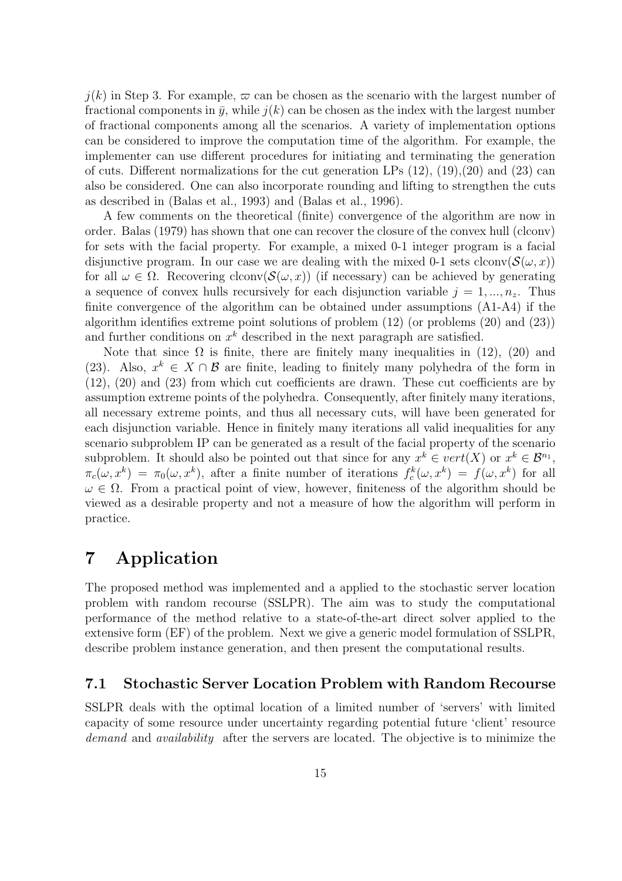$j(k)$ in Step 3. For example, $\varpi$ can be chosen as the scenario with the largest number of fractional components in $\bar{y}$, while $j(k)$ can be chosen as the index with the largest number of fractional components among all the scenarios. A variety of implementation options can be considered to improve the computation time of the algorithm. For example, the implementer can use different procedures for initiating and terminating the generation of cuts. Different normalizations for the cut generation LPs (12), (19),(20) and (23) can also be considered. One can also incorporate rounding and lifting to strengthen the cuts as described in (Balas et al., 1993) and (Balas et al., 1996).

A few comments on the theoretical (finite) convergence of the algorithm are now in order. Balas (1979) has shown that one can recover the closure of the convex hull (clconv) for sets with the facial property. For example, a mixed 0-1 integer program is a facial disjunctive program. In our case we are dealing with the mixed 0-1 sets clconv$(\mathcal{S}(\omega, x))$ for all $\omega \in \Omega$. Recovering clconv$(\mathcal{S}(\omega, x))$ (if necessary) can be achieved by generating a sequence of convex hulls recursively for each disjunction variable $j = 1, ..., n_z$. Thus finite convergence of the algorithm can be obtained under assumptions (A1-A4) if the algorithm identifies extreme point solutions of problem (12) (or problems (20) and (23)) and further conditions on $x^k$ described in the next paragraph are satisfied.

Note that since $\Omega$ is finite, there are finitely many inequalities in (12), (20) and (23). Also, $x^k \in X \cap \mathcal{B}$ are finite, leading to finitely many polyhedra of the form in (12), (20) and (23) from which cut coefficients are drawn. These cut coefficients are by assumption extreme points of the polyhedra. Consequently, after finitely many iterations, all necessary extreme points, and thus all necessary cuts, will have been generated for each disjunction variable. Hence in finitely many iterations all valid inequalities for any scenario subproblem IP can be generated as a result of the facial property of the scenario subproblem. It should also be pointed out that since for any $x^k \in vert(X)$ or $x^k \in \mathcal{B}^{n_1}$, $\pi_c(\omega, x^k) = \pi_0(\omega, x^k)$, after a finite number of iterations $f_c^k(\omega, x^k) = f(\omega, x^k)$ for all $\omega \in \Omega$. From a practical point of view, however, finiteness of the algorithm should be viewed as a desirable property and not a measure of how the algorithm will perform in practice.

# 7 Application

The proposed method was implemented and a applied to the stochastic server location problem with random recourse (SSLPR). The aim was to study the computational performance of the method relative to a state-of-the-art direct solver applied to the extensive form (EF) of the problem. Next we give a generic model formulation of SSLPR, describe problem instance generation, and then present the computational results.

## 7.1 Stochastic Server Location Problem with Random Recourse

SSLPR deals with the optimal location of a limited number of 'servers' with limited capacity of some resource under uncertainty regarding potential future 'client' resource *demand* and *availability* after the servers are located. The objective is to minimize the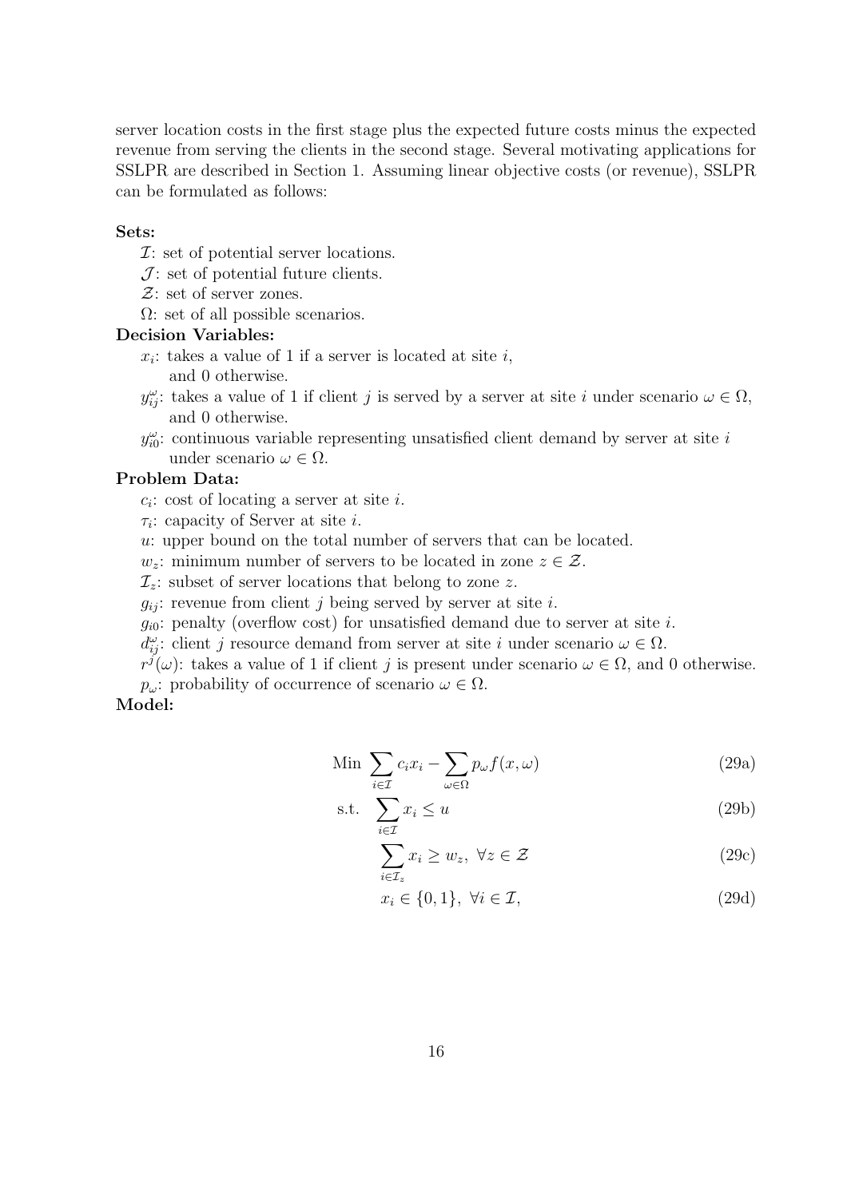server location costs in the first stage plus the expected future costs minus the expected revenue from serving the clients in the second stage. Several motivating applications for SSLPR are described in Section 1. Assuming linear objective costs (or revenue), SSLPR can be formulated as follows:

**Sets:**

$\mathcal{I}$: set of potential server locations.

$\mathcal{J}$: set of potential future clients.

$\mathcal{Z}$: set of server zones.

$\Omega$: set of all possible scenarios.

**Decision Variables:**

$x_i$: takes a value of 1 if a server is located at site $i$, and 0 otherwise.

$y_{ij}^{\omega}$: takes a value of 1 if client $j$ is served by a server at site $i$ under scenario $\omega \in \Omega$, and 0 otherwise.

$y_{i0}^{\omega}$: continuous variable representing unsatisfied client demand by server at site $i$ under scenario $\omega \in \Omega$.

**Problem Data:**

$c_i$: cost of locating a server at site $i$.

$\tau_i$: capacity of Server at site $i$.

$u$: upper bound on the total number of servers that can be located.

$w_z$: minimum number of servers to be located in zone $z \in \mathcal{Z}$.

$\mathcal{I}_z$: subset of server locations that belong to zone $z$.

$g_{ij}$: revenue from client $j$ being served by server at site $i$.

$g_{i0}$: penalty (overflow cost) for unsatisfied demand due to server at site $i$.

$d_{ij}^{\omega}$: client $j$ resource demand from server at site $i$ under scenario $\omega \in \Omega$.

$r^j(\omega)$: takes a value of 1 if client $j$ is present under scenario $\omega \in \Omega$, and 0 otherwise.

$p_\omega$: probability of occurrence of scenario $\omega \in \Omega$.

**Model:**

$$\text{Min} \sum_{i \in \mathcal{I}} c_i x_i - \sum_{\omega \in \Omega} p_\omega f(x, \omega) \tag{29a}$$

$$\text{s.t.} \quad \sum_{i \in \mathcal{I}} x_i \leq u \tag{29b}$$

$$\sum_{i \in \mathcal{I}_z} x_i \geq w_z, \ \forall z \in \mathcal{Z} \tag{29c}$$

$$x_i \in \{0, 1\}, \ \forall i \in \mathcal{I}, \tag{29d}$$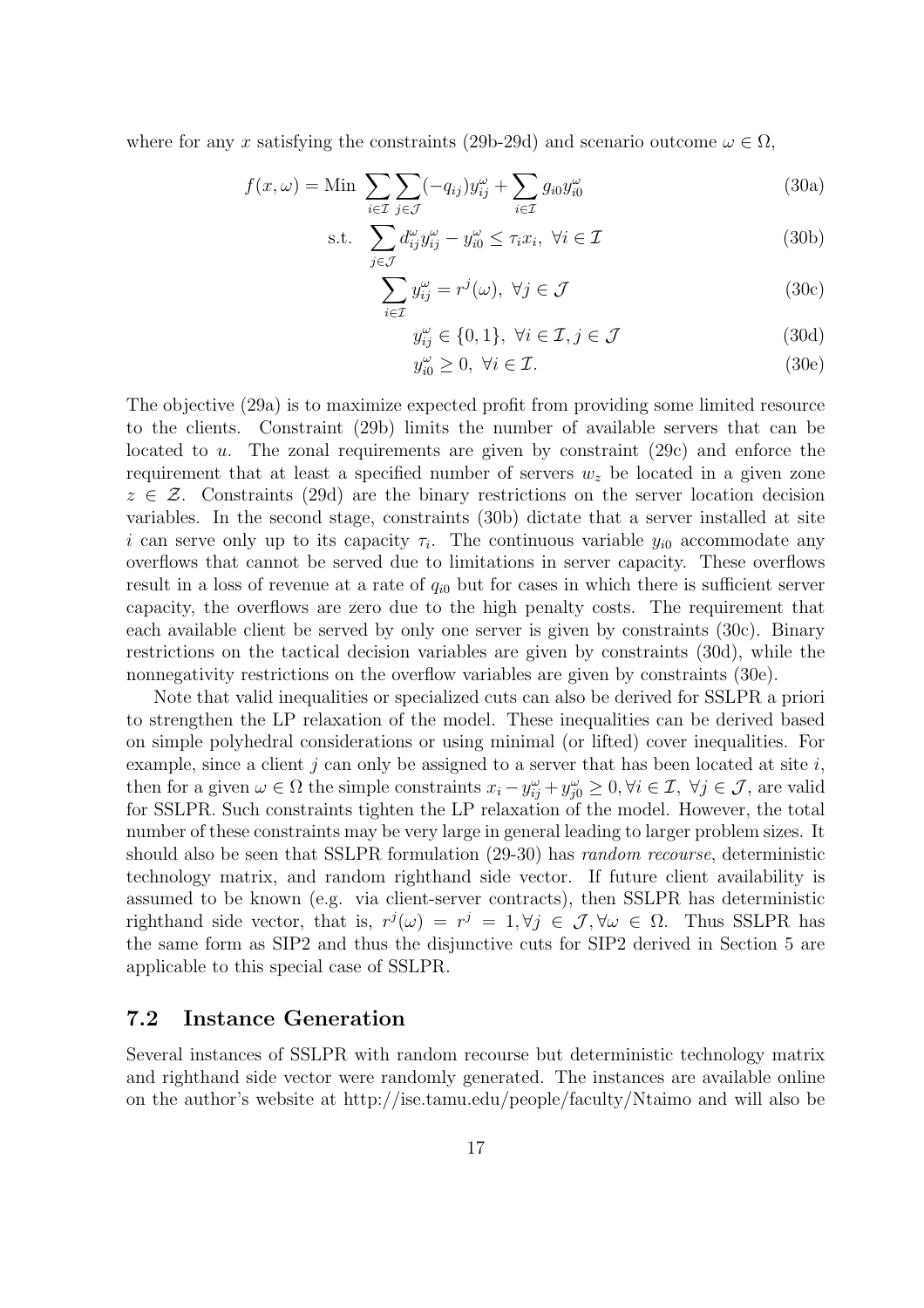where for any $x$ satisfying the constraints (29b-29d) and scenario outcome $\omega \in \Omega$,

$$f(x, \omega) = \text{Min} \sum_{i \in \mathcal{I}} \sum_{j \in \mathcal{J}} (-q_{ij}) y_{ij}^{\omega} + \sum_{i \in \mathcal{I}} g_{i0} y_{i0}^{\omega} \tag{30a}$$

$$\text{s.t.} \quad \sum_{j \in \mathcal{J}} d_{ij}^{\omega} y_{ij}^{\omega} - y_{i0}^{\omega} \leq \tau_i x_i, \ \forall i \in \mathcal{I} \tag{30b}$$

$$\sum_{i \in \mathcal{I}} y_{ij}^{\omega} = r^j(\omega), \ \forall j \in \mathcal{J} \tag{30c}$$

$$y_{ij}^{\omega} \in \{0, 1\}, \ \forall i \in \mathcal{I}, j \in \mathcal{J} \tag{30d}$$

$$y_{i0}^{\omega} \geq 0, \ \forall i \in \mathcal{I}. \tag{30e}$$

The objective (29a) is to maximize expected profit from providing some limited resource to the clients. Constraint (29b) limits the number of available servers that can be located to $u$. The zonal requirements are given by constraint (29c) and enforce the requirement that at least a specified number of servers $w_z$ be located in a given zone $z \in \mathcal{Z}$. Constraints (29d) are the binary restrictions on the server location decision variables. In the second stage, constraints (30b) dictate that a server installed at site $i$ can serve only up to its capacity $\tau_i$. The continuous variable $y_{i0}$ accommodate any overflows that cannot be served due to limitations in server capacity. These overflows result in a loss of revenue at a rate of $q_{i0}$ but for cases in which there is sufficient server capacity, the overflows are zero due to the high penalty costs. The requirement that each available client be served by only one server is given by constraints (30c). Binary restrictions on the tactical decision variables are given by constraints (30d), while the nonnegativity restrictions on the overflow variables are given by constraints (30e).

Note that valid inequalities or specialized cuts can also be derived for SSLPR a priori to strengthen the LP relaxation of the model. These inequalities can be derived based on simple polyhedral considerations or using minimal (or lifted) cover inequalities. For example, since a client $j$ can only be assigned to a server that has been located at site $i$, then for a given $\omega \in \Omega$ the simple constraints $x_i - y_{ij}^{\omega} + y_{j0}^{\omega} \geq 0, \forall i \in \mathcal{I}, \ \forall j \in \mathcal{J}$, are valid for SSLPR. Such constraints tighten the LP relaxation of the model. However, the total number of these constraints may be very large in general leading to larger problem sizes. It should also be seen that SSLPR formulation (29-30) has *random recourse*, deterministic technology matrix, and random righthand side vector. If future client availability is assumed to be known (e.g. via client-server contracts), then SSLPR has deterministic righthand side vector, that is, $r^j(\omega) = r^j = 1, \forall j \in \mathcal{J}, \forall \omega \in \Omega$. Thus SSLPR has the same form as SIP2 and thus the disjunctive cuts for SIP2 derived in Section 5 are applicable to this special case of SSLPR.

## 7.2 Instance Generation

Several instances of SSLPR with random recourse but deterministic technology matrix and righthand side vector were randomly generated. The instances are available online on the author's website at http://ise.tamu.edu/people/faculty/Ntaimo and will also be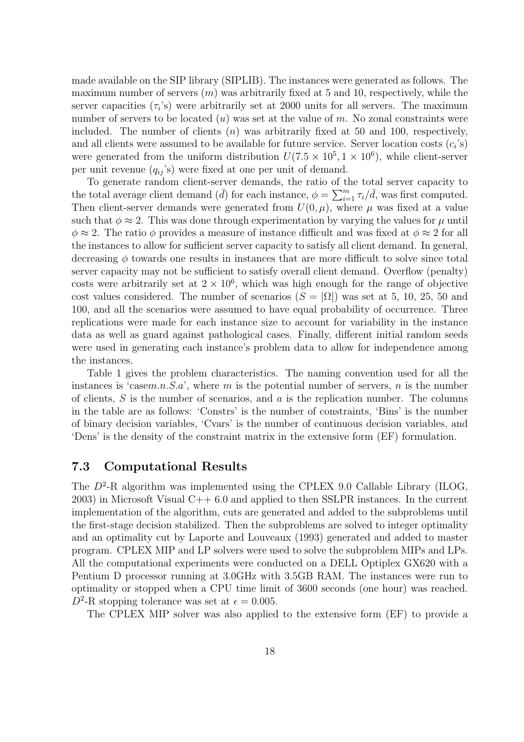made available on the SIP library (SIPLIB). The instances were generated as follows. The maximum number of servers ($m$) was arbitrarily fixed at 5 and 10, respectively, while the server capacities ($\tau_i$'s) were arbitrarily set at 2000 units for all servers. The maximum number of servers to be located ($u$) was set at the value of $m$. No zonal constraints were included. The number of clients ($n$) was arbitrarily fixed at 50 and 100, respectively, and all clients were assumed to be available for future service. Server location costs ($c_i$'s) were generated from the uniform distribution $U(7.5 \times 10^5, 1 \times 10^6)$, while client-server per unit revenue ($q_{ij}$'s) were fixed at one per unit of demand.

To generate random client-server demands, the ratio of the total server capacity to the total average client demand ($\bar{d}$) for each instance, $\phi = \sum_{i=1}^{m} \tau_i / \bar{d}$, was first computed. Then client-server demands were generated from $U(0, \mu)$, where $\mu$ was fixed at a value such that $\phi \approx 2$. This was done through experimentation by varying the values for $\mu$ until $\phi \approx 2$. The ratio $\phi$ provides a measure of instance difficult and was fixed at $\phi \approx 2$ for all the instances to allow for sufficient server capacity to satisfy all client demand. In general, decreasing $\phi$ towards one results in instances that are more difficult to solve since total server capacity may not be sufficient to satisfy overall client demand. Overflow (penalty) costs were arbitrarily set at $2 \times 10^6$, which was high enough for the range of objective cost values considered. The number of scenarios ($S = |\Omega|$) was set at 5, 10, 25, 50 and 100, and all the scenarios were assumed to have equal probability of occurrence. Three replications were made for each instance size to account for variability in the instance data as well as guard against pathological cases. Finally, different initial random seeds were used in generating each instance's problem data to allow for independence among the instances.

Table 1 gives the problem characteristics. The naming convention used for all the instances is 'case$m.n.S.a$', where $m$ is the potential number of servers, $n$ is the number of clients, $S$ is the number of scenarios, and $a$ is the replication number. The columns in the table are as follows: 'Constrs' is the number of constraints, 'Bins' is the number of binary decision variables, 'Cvars' is the number of continuous decision variables, and 'Dens' is the density of the constraint matrix in the extensive form (EF) formulation.

### 7.3 Computational Results

The $D^2$-R algorithm was implemented using the CPLEX 9.0 Callable Library (ILOG, 2003) in Microsoft Visual C++ 6.0 and applied to then SSLPR instances. In the current implementation of the algorithm, cuts are generated and added to the subproblems until the first-stage decision stabilized. Then the subproblems are solved to integer optimality and an optimality cut by Laporte and Louveaux (1993) generated and added to master program. CPLEX MIP and LP solvers were used to solve the subproblem MIPs and LPs. All the computational experiments were conducted on a DELL Optiplex GX620 with a Pentium D processor running at 3.0GHz with 3.5GB RAM. The instances were run to optimality or stopped when a CPU time limit of 3600 seconds (one hour) was reached. $D^2$-R stopping tolerance was set at $\epsilon = 0.005$.

The CPLEX MIP solver was also applied to the extensive form (EF) to provide a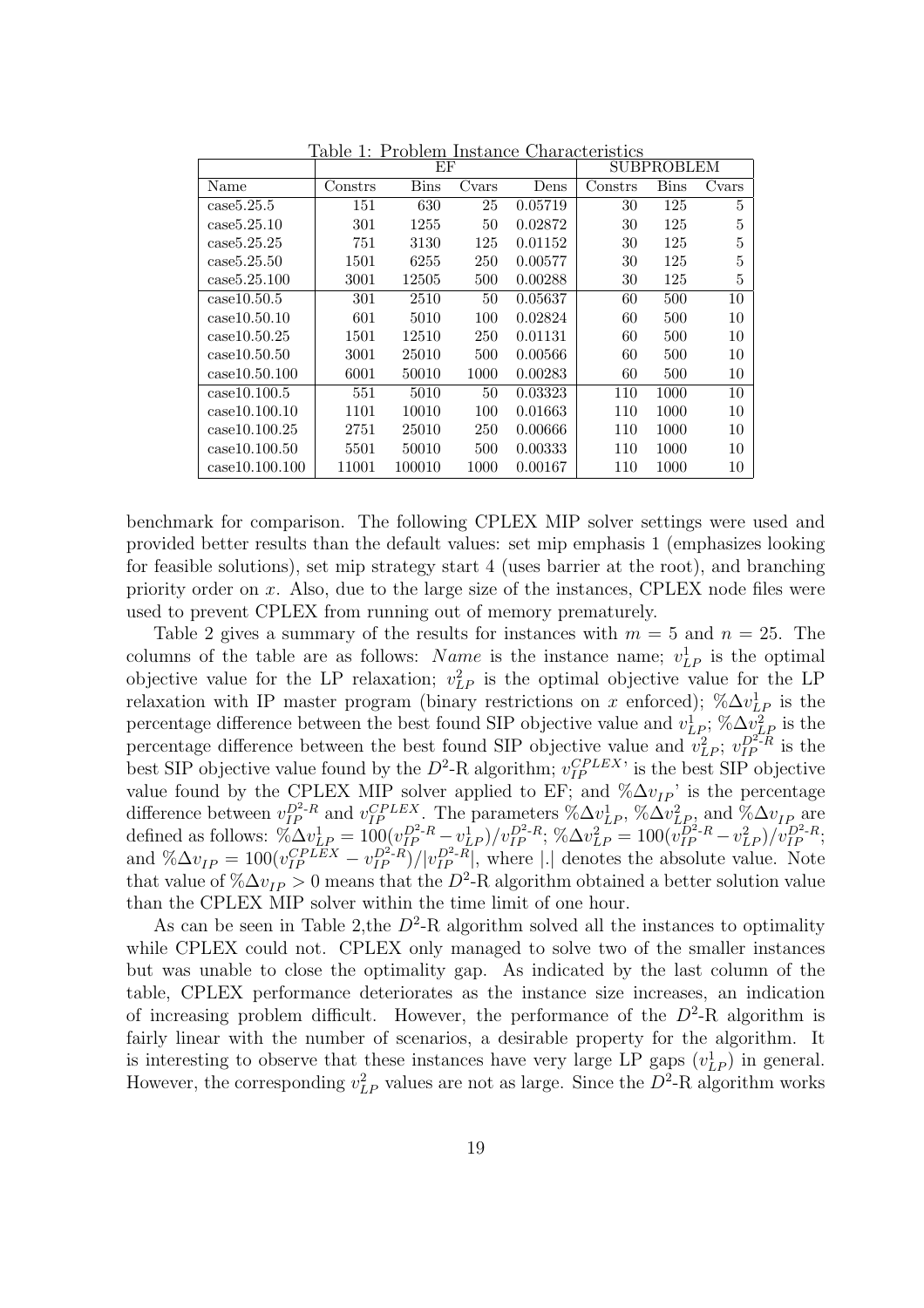Table 1: Problem Instance Characteristics

| | EF | | | | SUBPROBLEM | | |
|---|---|---|---|---|---|---|---|
| Name | Constrs | Bins | Cvars | Dens | Constrs | Bins | Cvars |
| case5.25.5 | 151 | 630 | 25 | 0.05719 | 30 | 125 | 5 |
| case5.25.10 | 301 | 1255 | 50 | 0.02872 | 30 | 125 | 5 |
| case5.25.25 | 751 | 3130 | 125 | 0.01152 | 30 | 125 | 5 |
| case5.25.50 | 1501 | 6255 | 250 | 0.00577 | 30 | 125 | 5 |
| case5.25.100 | 3001 | 12505 | 500 | 0.00288 | 30 | 125 | 5 |
| case10.50.5 | 301 | 2510 | 50 | 0.05637 | 60 | 500 | 10 |
| case10.50.10 | 601 | 5010 | 100 | 0.02824 | 60 | 500 | 10 |
| case10.50.25 | 1501 | 12510 | 250 | 0.01131 | 60 | 500 | 10 |
| case10.50.50 | 3001 | 25010 | 500 | 0.00566 | 60 | 500 | 10 |
| case10.50.100 | 6001 | 50010 | 1000 | 0.00283 | 60 | 500 | 10 |
| case10.100.5 | 551 | 5010 | 50 | 0.03323 | 110 | 1000 | 10 |
| case10.100.10 | 1101 | 10010 | 100 | 0.01663 | 110 | 1000 | 10 |
| case10.100.25 | 2751 | 25010 | 250 | 0.00666 | 110 | 1000 | 10 |
| case10.100.50 | 5501 | 50010 | 500 | 0.00333 | 110 | 1000 | 10 |
| case10.100.100 | 11001 | 100010 | 1000 | 0.00167 | 110 | 1000 | 10 |

benchmark for comparison. The following CPLEX MIP solver settings were used and provided better results than the default values: set mip emphasis 1 (emphasizes looking for feasible solutions), set mip strategy start 4 (uses barrier at the root), and branching priority order on $x$. Also, due to the large size of the instances, CPLEX node files were used to prevent CPLEX from running out of memory prematurely.

Table 2 gives a summary of the results for instances with $m = 5$ and $n = 25$. The columns of the table are as follows: *Name* is the instance name; $v^1_{LP}$ is the optimal objective value for the LP relaxation; $v^2_{LP}$ is the optimal objective value for the LP relaxation with IP master program (binary restrictions on $x$ enforced); $\%\Delta v^1_{LP}$ is the percentage difference between the best found SIP objective value and $v^1_{LP}$; $\%\Delta v^2_{LP}$ is the percentage difference between the best found SIP objective value and $v^2_{LP}$; $v^{D^2\text{-}R}_{IP}$ is the best SIP objective value found by the $D^2$-R algorithm; $v^{CPLEX}_{IP}$' is the best SIP objective value found by the CPLEX MIP solver applied to EF; and $\%\Delta v_{IP}$' is the percentage difference between $v^{D^2\text{-}R}_{IP}$ and $v^{CPLEX}_{IP}$. The parameters $\%\Delta v^1_{LP}$, $\%\Delta v^2_{LP}$, and $\%\Delta v_{IP}$ are defined as follows: $\%\Delta v^1_{LP} = 100(v^{D^2\text{-}R}_{IP} - v^1_{LP})/v^{D^2\text{-}R}_{IP}$; $\%\Delta v^2_{LP} = 100(v^{D^2\text{-}R}_{IP} - v^2_{LP})/v^{D^2\text{-}R}_{IP}$; and $\%\Delta v_{IP} = 100(v^{CPLEX}_{IP} - v^{D^2\text{-}R}_{IP})/|v^{D^2\text{-}R}_{IP}|$, where $|.|$ denotes the absolute value. Note that value of $\%\Delta v_{IP} > 0$ means that the $D^2$-R algorithm obtained a better solution value than the CPLEX MIP solver within the time limit of one hour.

As can be seen in Table 2,the $D^2$-R algorithm solved all the instances to optimality while CPLEX could not. CPLEX only managed to solve two of the smaller instances but was unable to close the optimality gap. As indicated by the last column of the table, CPLEX performance deteriorates as the instance size increases, an indication of increasing problem difficult. However, the performance of the $D^2$-R algorithm is fairly linear with the number of scenarios, a desirable property for the algorithm. It is interesting to observe that these instances have very large LP gaps ($v^1_{LP}$) in general. However, the corresponding $v^2_{LP}$ values are not as large. Since the $D^2$-R algorithm works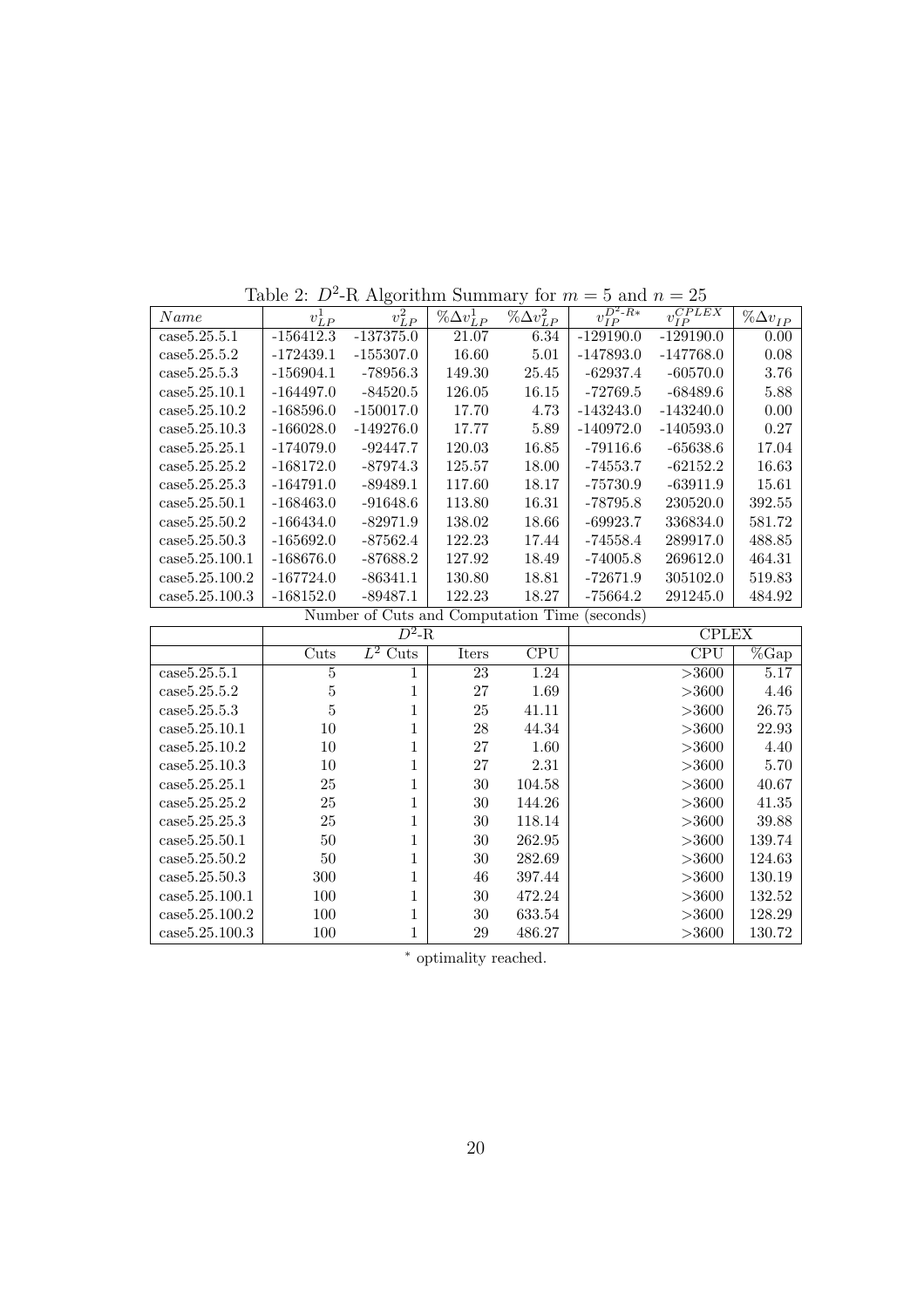Table 2: $D^2$-R Algorithm Summary for $m = 5$ and $n = 25$

| $Name$ | $v_{LP}^1$ | $v_{LP}^2$ | $\%\Delta v_{LP}^1$ | $\%\Delta v_{LP}^2$ | $v_{IP}^{D^2\text{-}R*}$ | $v_{IP}^{CPLEX}$ | $\%\Delta v_{IP}$ |
|---|---|---|---|---|---|---|---|
| case5.25.5.1 | -156412.3 | -137375.0 | 21.07 | 6.34 | -129190.0 | -129190.0 | 0.00 |
| case5.25.5.2 | -172439.1 | -155307.0 | 16.60 | 5.01 | -147893.0 | -147768.0 | 0.08 |
| case5.25.5.3 | -156904.1 | -78956.3 | 149.30 | 25.45 | -62937.4 | -60570.0 | 3.76 |
| case5.25.10.1 | -164497.0 | -84520.5 | 126.05 | 16.15 | -72769.5 | -68489.6 | 5.88 |
| case5.25.10.2 | -168596.0 | -150017.0 | 17.70 | 4.73 | -143243.0 | -143240.0 | 0.00 |
| case5.25.10.3 | -166028.0 | -149276.0 | 17.77 | 5.89 | -140972.0 | -140593.0 | 0.27 |
| case5.25.25.1 | -174079.0 | -92447.7 | 120.03 | 16.85 | -79116.6 | -65638.6 | 17.04 |
| case5.25.25.2 | -168172.0 | -87974.3 | 125.57 | 18.00 | -74553.7 | -62152.2 | 16.63 |
| case5.25.25.3 | -164791.0 | -89489.1 | 117.60 | 18.17 | -75730.9 | -63911.9 | 15.61 |
| case5.25.50.1 | -168463.0 | -91648.6 | 113.80 | 16.31 | -78795.8 | 230520.0 | 392.55 |
| case5.25.50.2 | -166434.0 | -82971.9 | 138.02 | 18.66 | -69923.7 | 336834.0 | 581.72 |
| case5.25.50.3 | -165692.0 | -87562.4 | 122.23 | 17.44 | -74558.4 | 289917.0 | 488.85 |
| case5.25.100.1 | -168676.0 | -87688.2 | 127.92 | 18.49 | -74005.8 | 269612.0 | 464.31 |
| case5.25.100.2 | -167724.0 | -86341.1 | 130.80 | 18.81 | -72671.9 | 305102.0 | 519.83 |
| case5.25.100.3 | -168152.0 | -89487.1 | 122.23 | 18.27 | -75664.2 | 291245.0 | 484.92 |

Number of Cuts and Computation Time (seconds)

| | $D^2$-R | | | | CPLEX | |
|---|---|---|---|---|---|---|
| | Cuts | $L^2$ Cuts | Iters | CPU | CPU | %Gap |
| case5.25.5.1 | 5 | 1 | 23 | 1.24 | >3600 | 5.17 |
| case5.25.5.2 | 5 | 1 | 27 | 1.69 | >3600 | 4.46 |
| case5.25.5.3 | 5 | 1 | 25 | 41.11 | >3600 | 26.75 |
| case5.25.10.1 | 10 | 1 | 28 | 44.34 | >3600 | 22.93 |
| case5.25.10.2 | 10 | 1 | 27 | 1.60 | >3600 | 4.40 |
| case5.25.10.3 | 10 | 1 | 27 | 2.31 | >3600 | 5.70 |
| case5.25.25.1 | 25 | 1 | 30 | 104.58 | >3600 | 40.67 |
| case5.25.25.2 | 25 | 1 | 30 | 144.26 | >3600 | 41.35 |
| case5.25.25.3 | 25 | 1 | 30 | 118.14 | >3600 | 39.88 |
| case5.25.50.1 | 50 | 1 | 30 | 262.95 | >3600 | 139.74 |
| case5.25.50.2 | 50 | 1 | 30 | 282.69 | >3600 | 124.63 |
| case5.25.50.3 | 300 | 1 | 46 | 397.44 | >3600 | 130.19 |
| case5.25.100.1 | 100 | 1 | 30 | 472.24 | >3600 | 132.52 |
| case5.25.100.2 | 100 | 1 | 30 | 633.54 | >3600 | 128.29 |
| case5.25.100.3 | 100 | 1 | 29 | 486.27 | >3600 | 130.72 |

* optimality reached.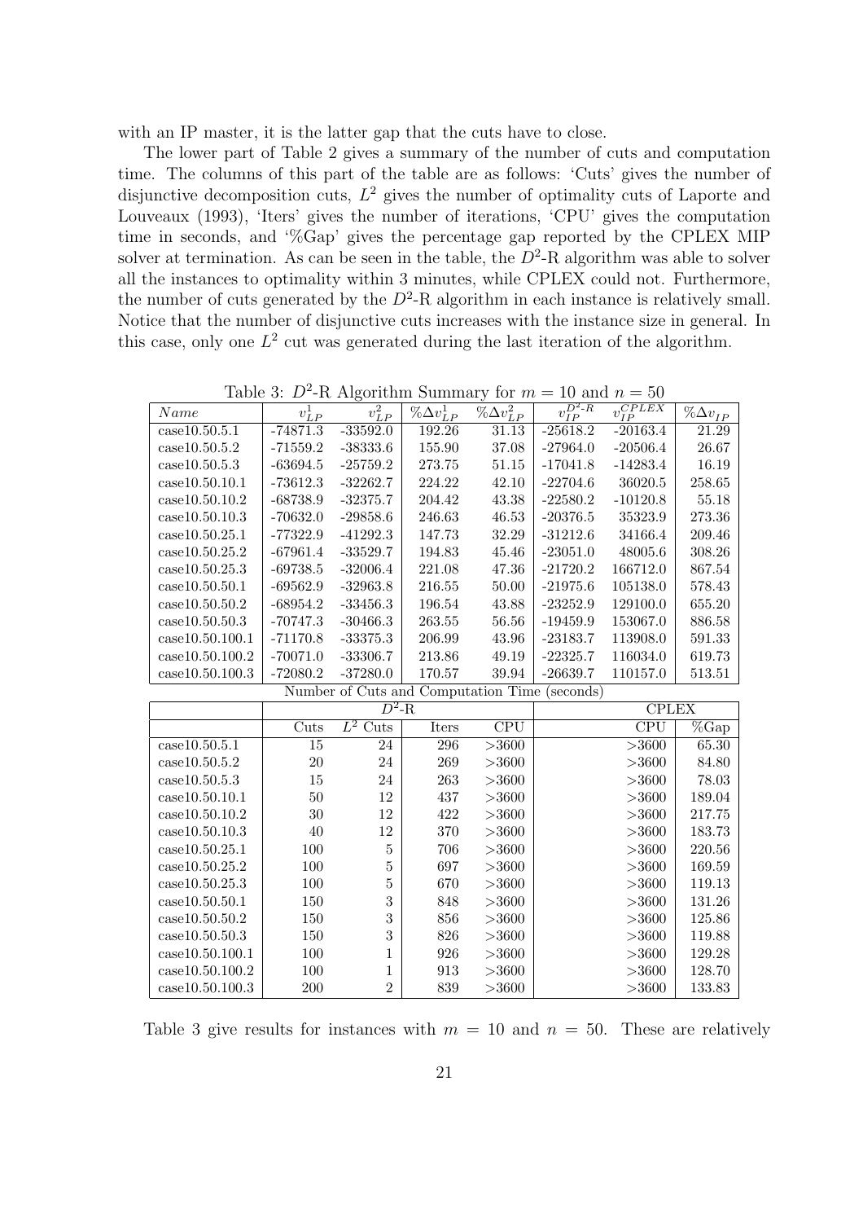with an IP master, it is the latter gap that the cuts have to close.

The lower part of Table 2 gives a summary of the number of cuts and computation time. The columns of this part of the table are as follows: 'Cuts' gives the number of disjunctive decomposition cuts, $L^2$ gives the number of optimality cuts of Laporte and Louveaux (1993), 'Iters' gives the number of iterations, 'CPU' gives the computation time in seconds, and '%Gap' gives the percentage gap reported by the CPLEX MIP solver at termination. As can be seen in the table, the $D^2$-R algorithm was able to solver all the instances to optimality within 3 minutes, while CPLEX could not. Furthermore, the number of cuts generated by the $D^2$-R algorithm in each instance is relatively small. Notice that the number of disjunctive cuts increases with the instance size in general. In this case, only one $L^2$ cut was generated during the last iteration of the algorithm.

Table 3: $D^2$-R Algorithm Summary for $m = 10$ and $n = 50$

| *Name* | $v^1_{LP}$ | $v^2_{LP}$ | $\%\Delta v^1_{LP}$ | $\%\Delta v^2_{LP}$ | $v^{D^2\text{-}R}_{IP}$ | $v^{CPLEX}_{IP}$ | $\%\Delta v_{IP}$ |
|---|---|---|---|---|---|---|---|
| case10.50.5.1 | -74871.3 | -33592.0 | 192.26 | 31.13 | -25618.2 | -20163.4 | 21.29 |
| case10.50.5.2 | -71559.2 | -38333.6 | 155.90 | 37.08 | -27964.0 | -20506.4 | 26.67 |
| case10.50.5.3 | -63694.5 | -25759.2 | 273.75 | 51.15 | -17041.8 | -14283.4 | 16.19 |
| case10.50.10.1 | -73612.3 | -32262.7 | 224.22 | 42.10 | -22704.6 | 36020.5 | 258.65 |
| case10.50.10.2 | -68738.9 | -32375.7 | 204.42 | 43.38 | -22580.2 | -10120.8 | 55.18 |
| case10.50.10.3 | -70632.0 | -29858.6 | 246.63 | 46.53 | -20376.5 | 35323.9 | 273.36 |
| case10.50.25.1 | -77322.9 | -41292.3 | 147.73 | 32.29 | -31212.6 | 34166.4 | 209.46 |
| case10.50.25.2 | -67961.4 | -33529.7 | 194.83 | 45.46 | -23051.0 | 48005.6 | 308.26 |
| case10.50.25.3 | -69738.5 | -32006.4 | 221.08 | 47.36 | -21720.2 | 166712.0 | 867.54 |
| case10.50.50.1 | -69562.9 | -32963.8 | 216.55 | 50.00 | -21975.6 | 105138.0 | 578.43 |
| case10.50.50.2 | -68954.2 | -33456.3 | 196.54 | 43.88 | -23252.9 | 129100.0 | 655.20 |
| case10.50.50.3 | -70747.3 | -30466.3 | 263.55 | 56.56 | -19459.9 | 153067.0 | 886.58 |
| case10.50.100.1 | -71170.8 | -33375.3 | 206.99 | 43.96 | -23183.7 | 113908.0 | 591.33 |
| case10.50.100.2 | -70071.0 | -33306.7 | 213.86 | 49.19 | -22325.7 | 116034.0 | 619.73 |
| case10.50.100.3 | -72080.2 | -37280.0 | 170.57 | 39.94 | -26639.7 | 110157.0 | 513.51 |

Number of Cuts and Computation Time (seconds)

| | $D^2$-R | | | | CPLEX | |
|---|---|---|---|---|---|---|
| | Cuts | $L^2$ Cuts | Iters | CPU | CPU | %Gap |
| case10.50.5.1 | 15 | 24 | 296 | >3600 | >3600 | 65.30 |
| case10.50.5.2 | 20 | 24 | 269 | >3600 | >3600 | 84.80 |
| case10.50.5.3 | 15 | 24 | 263 | >3600 | >3600 | 78.03 |
| case10.50.10.1 | 50 | 12 | 437 | >3600 | >3600 | 189.04 |
| case10.50.10.2 | 30 | 12 | 422 | >3600 | >3600 | 217.75 |
| case10.50.10.3 | 40 | 12 | 370 | >3600 | >3600 | 183.73 |
| case10.50.25.1 | 100 | 5 | 706 | >3600 | >3600 | 220.56 |
| case10.50.25.2 | 100 | 5 | 697 | >3600 | >3600 | 169.59 |
| case10.50.25.3 | 100 | 5 | 670 | >3600 | >3600 | 119.13 |
| case10.50.50.1 | 150 | 3 | 848 | >3600 | >3600 | 131.26 |
| case10.50.50.2 | 150 | 3 | 856 | >3600 | >3600 | 125.86 |
| case10.50.50.3 | 150 | 3 | 826 | >3600 | >3600 | 119.88 |
| case10.50.100.1 | 100 | 1 | 926 | >3600 | >3600 | 129.28 |
| case10.50.100.2 | 100 | 1 | 913 | >3600 | >3600 | 128.70 |
| case10.50.100.3 | 200 | 2 | 839 | >3600 | >3600 | 133.83 |

Table 3 give results for instances with $m = 10$ and $n = 50$. These are relatively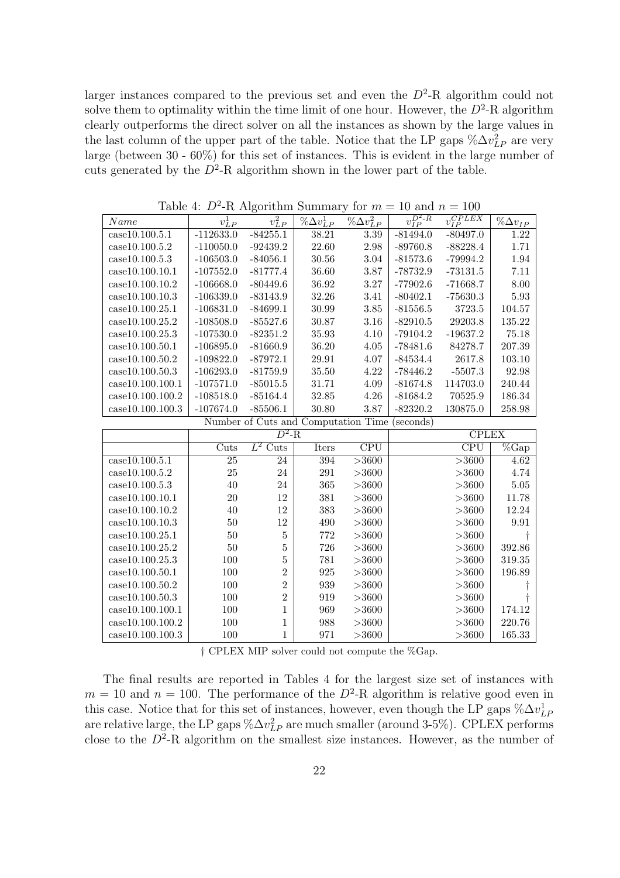larger instances compared to the previous set and even the $D^2$-R algorithm could not solve them to optimality within the time limit of one hour. However, the $D^2$-R algorithm clearly outperforms the direct solver on all the instances as shown by the large values in the last column of the upper part of the table. Notice that the LP gaps $\%\Delta v_{LP}^2$ are very large (between 30 - 60%) for this set of instances. This is evident in the large number of cuts generated by the $D^2$-R algorithm shown in the lower part of the table.

Table 4: $D^2$-R Algorithm Summary for $m = 10$ and $n = 100$

| *Name* | $v_{LP}^1$ | $v_{LP}^2$ | $\%\Delta v_{LP}^1$ | $\%\Delta v_{LP}^2$ | $v_{IP}^{D^2\text{-}R}$ | $v_{IP}^{CPLEX}$ | $\%\Delta v_{IP}$ |
|---|---|---|---|---|---|---|---|
| case10.100.5.1 | -112633.0 | -84255.1 | 38.21 | 3.39 | -81494.0 | -80497.0 | 1.22 |
| case10.100.5.2 | -110050.0 | -92439.2 | 22.60 | 2.98 | -89760.8 | -88228.4 | 1.71 |
| case10.100.5.3 | -106503.0 | -84056.1 | 30.56 | 3.04 | -81573.6 | -79994.2 | 1.94 |
| case10.100.10.1 | -107552.0 | -81777.4 | 36.60 | 3.87 | -78732.9 | -73131.5 | 7.11 |
| case10.100.10.2 | -106668.0 | -80449.6 | 36.92 | 3.27 | -77902.6 | -71668.7 | 8.00 |
| case10.100.10.3 | -106339.0 | -83143.9 | 32.26 | 3.41 | -80402.1 | -75630.3 | 5.93 |
| case10.100.25.1 | -106831.0 | -84699.1 | 30.99 | 3.85 | -81556.5 | 3723.5 | 104.57 |
| case10.100.25.2 | -108508.0 | -85527.6 | 30.87 | 3.16 | -82910.5 | 29203.8 | 135.22 |
| case10.100.25.3 | -107530.0 | -82351.2 | 35.93 | 4.10 | -79104.2 | -19637.2 | 75.18 |
| case10.100.50.1 | -106895.0 | -81660.9 | 36.20 | 4.05 | -78481.6 | 84278.7 | 207.39 |
| case10.100.50.2 | -109822.0 | -87972.1 | 29.91 | 4.07 | -84534.4 | 2617.8 | 103.10 |
| case10.100.50.3 | -106293.0 | -81759.9 | 35.50 | 4.22 | -78446.2 | -5507.3 | 92.98 |
| case10.100.100.1 | -107571.0 | -85015.5 | 31.71 | 4.09 | -81674.8 | 114703.0 | 240.44 |
| case10.100.100.2 | -108518.0 | -85164.4 | 32.85 | 4.26 | -81684.2 | 70525.9 | 186.34 |
| case10.100.100.3 | -107674.0 | -85506.1 | 30.80 | 3.87 | -82320.2 | 130875.0 | 258.98 |

Number of Cuts and Computation Time (seconds)

| | $D^2$-R | | | | CPLEX | |
|---|---|---|---|---|---|---|
| | Cuts | $L^2$ Cuts | Iters | CPU | CPU | %Gap |
| case10.100.5.1 | 25 | 24 | 394 | >3600 | >3600 | 4.62 |
| case10.100.5.2 | 25 | 24 | 291 | >3600 | >3600 | 4.74 |
| case10.100.5.3 | 40 | 24 | 365 | >3600 | >3600 | 5.05 |
| case10.100.10.1 | 20 | 12 | 381 | >3600 | >3600 | 11.78 |
| case10.100.10.2 | 40 | 12 | 383 | >3600 | >3600 | 12.24 |
| case10.100.10.3 | 50 | 12 | 490 | >3600 | >3600 | 9.91 |
| case10.100.25.1 | 50 | 5 | 772 | >3600 | >3600 | † |
| case10.100.25.2 | 50 | 5 | 726 | >3600 | >3600 | 392.86 |
| case10.100.25.3 | 100 | 5 | 781 | >3600 | >3600 | 319.35 |
| case10.100.50.1 | 100 | 2 | 925 | >3600 | >3600 | 196.89 |
| case10.100.50.2 | 100 | 2 | 939 | >3600 | >3600 | † |
| case10.100.50.3 | 100 | 2 | 919 | >3600 | >3600 | † |
| case10.100.100.1 | 100 | 1 | 969 | >3600 | >3600 | 174.12 |
| case10.100.100.2 | 100 | 1 | 988 | >3600 | >3600 | 220.76 |
| case10.100.100.3 | 100 | 1 | 971 | >3600 | >3600 | 165.33 |

† CPLEX MIP solver could not compute the %Gap.

The final results are reported in Tables 4 for the largest size set of instances with $m = 10$ and $n = 100$. The performance of the $D^2$-R algorithm is relative good even in this case. Notice that for this set of instances, however, even though the LP gaps $\%\Delta v_{LP}^1$ are relative large, the LP gaps $\%\Delta v_{LP}^2$ are much smaller (around 3-5%). CPLEX performs close to the $D^2$-R algorithm on the smallest size instances. However, as the number of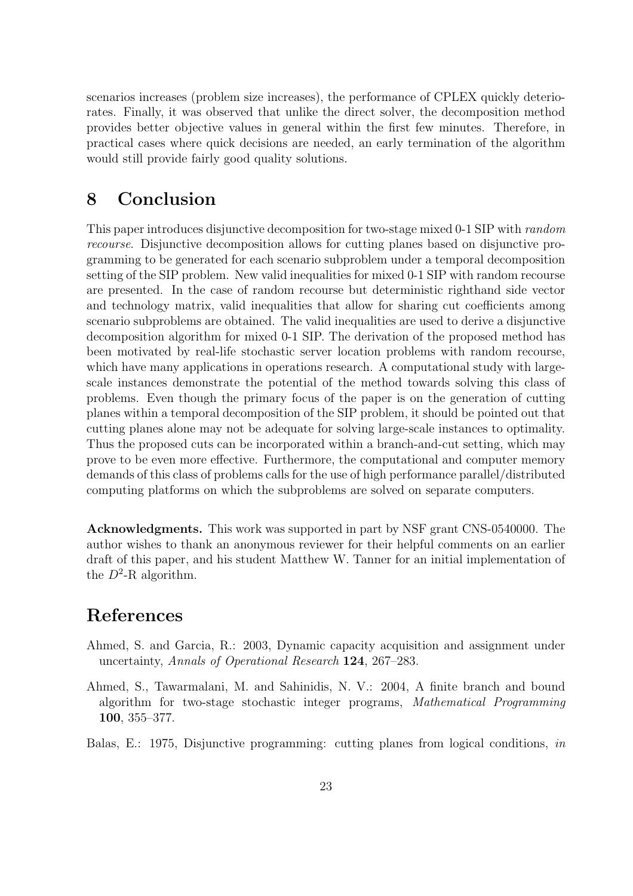scenarios increases (problem size increases), the performance of CPLEX quickly deteriorates. Finally, it was observed that unlike the direct solver, the decomposition method provides better objective values in general within the first few minutes. Therefore, in practical cases where quick decisions are needed, an early termination of the algorithm would still provide fairly good quality solutions.

## 8 Conclusion

This paper introduces disjunctive decomposition for two-stage mixed 0-1 SIP with *random recourse*. Disjunctive decomposition allows for cutting planes based on disjunctive programming to be generated for each scenario subproblem under a temporal decomposition setting of the SIP problem. New valid inequalities for mixed 0-1 SIP with random recourse are presented. In the case of random recourse but deterministic righthand side vector and technology matrix, valid inequalities that allow for sharing cut coefficients among scenario subproblems are obtained. The valid inequalities are used to derive a disjunctive decomposition algorithm for mixed 0-1 SIP. The derivation of the proposed method has been motivated by real-life stochastic server location problems with random recourse, which have many applications in operations research. A computational study with large-scale instances demonstrate the potential of the method towards solving this class of problems. Even though the primary focus of the paper is on the generation of cutting planes within a temporal decomposition of the SIP problem, it should be pointed out that cutting planes alone may not be adequate for solving large-scale instances to optimality. Thus the proposed cuts can be incorporated within a branch-and-cut setting, which may prove to be even more effective. Furthermore, the computational and computer memory demands of this class of problems calls for the use of high performance parallel/distributed computing platforms on which the subproblems are solved on separate computers.

**Acknowledgments.** This work was supported in part by NSF grant CNS-0540000. The author wishes to thank an anonymous reviewer for their helpful comments on an earlier draft of this paper, and his student Matthew W. Tanner for an initial implementation of the $D^2$-R algorithm.

## References

Ahmed, S. and Garcia, R.: 2003, Dynamic capacity acquisition and assignment under uncertainty, *Annals of Operational Research* **124**, 267–283.

Ahmed, S., Tawarmalani, M. and Sahinidis, N. V.: 2004, A finite branch and bound algorithm for two-stage stochastic integer programs, *Mathematical Programming* **100**, 355–377.

Balas, E.: 1975, Disjunctive programming: cutting planes from logical conditions, *in*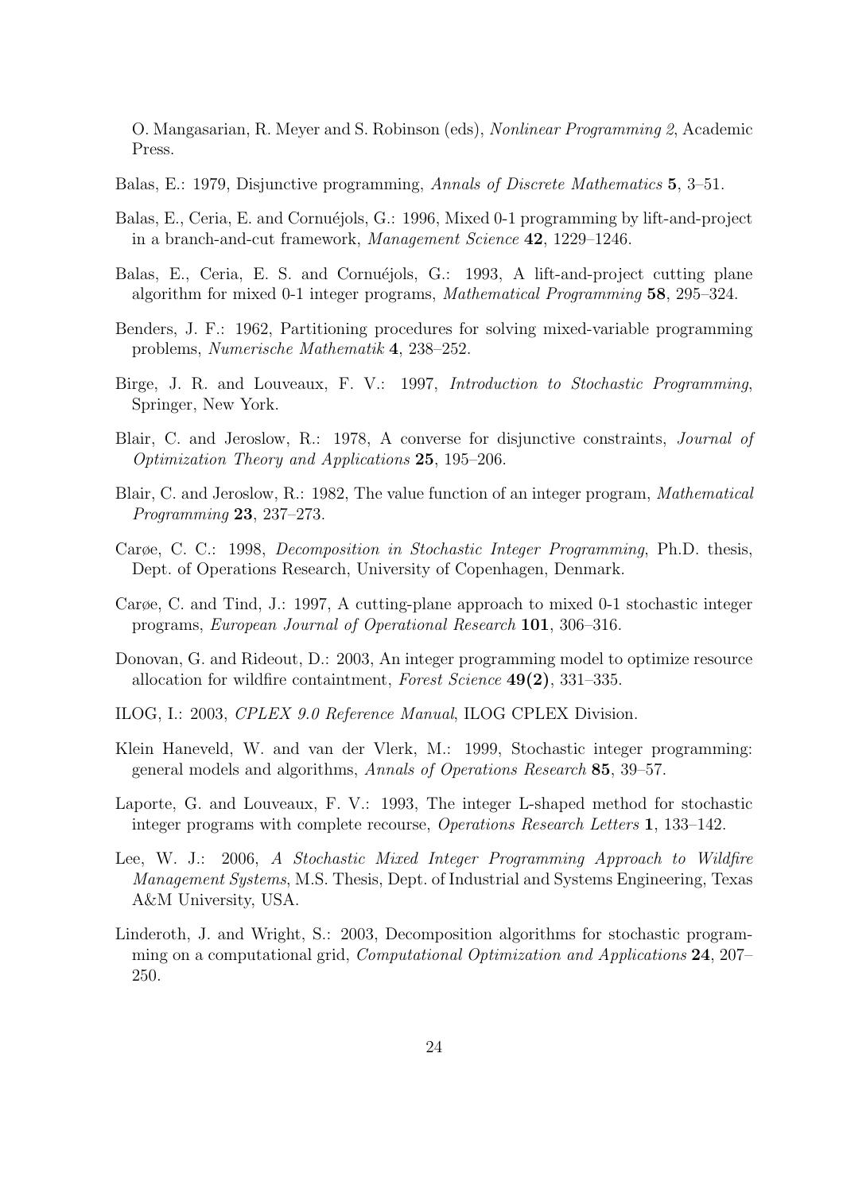O. Mangasarian, R. Meyer and S. Robinson (eds), *Nonlinear Programming 2*, Academic Press.

Balas, E.: 1979, Disjunctive programming, *Annals of Discrete Mathematics* **5**, 3–51.

Balas, E., Ceria, E. and Cornuéjols, G.: 1996, Mixed 0-1 programming by lift-and-project in a branch-and-cut framework, *Management Science* **42**, 1229–1246.

Balas, E., Ceria, E. S. and Cornuéjols, G.: 1993, A lift-and-project cutting plane algorithm for mixed 0-1 integer programs, *Mathematical Programming* **58**, 295–324.

Benders, J. F.: 1962, Partitioning procedures for solving mixed-variable programming problems, *Numerische Mathematik* **4**, 238–252.

Birge, J. R. and Louveaux, F. V.: 1997, *Introduction to Stochastic Programming*, Springer, New York.

Blair, C. and Jeroslow, R.: 1978, A converse for disjunctive constraints, *Journal of Optimization Theory and Applications* **25**, 195–206.

Blair, C. and Jeroslow, R.: 1982, The value function of an integer program, *Mathematical Programming* **23**, 237–273.

Carøe, C. C.: 1998, *Decomposition in Stochastic Integer Programming*, Ph.D. thesis, Dept. of Operations Research, University of Copenhagen, Denmark.

Carøe, C. and Tind, J.: 1997, A cutting-plane approach to mixed 0-1 stochastic integer programs, *European Journal of Operational Research* **101**, 306–316.

Donovan, G. and Rideout, D.: 2003, An integer programming model to optimize resource allocation for wildfire containtment, *Forest Science* **49(2)**, 331–335.

ILOG, I.: 2003, *CPLEX 9.0 Reference Manual*, ILOG CPLEX Division.

Klein Haneveld, W. and van der Vlerk, M.: 1999, Stochastic integer programming: general models and algorithms, *Annals of Operations Research* **85**, 39–57.

Laporte, G. and Louveaux, F. V.: 1993, The integer L-shaped method for stochastic integer programs with complete recourse, *Operations Research Letters* **1**, 133–142.

Lee, W. J.: 2006, *A Stochastic Mixed Integer Programming Approach to Wildfire Management Systems*, M.S. Thesis, Dept. of Industrial and Systems Engineering, Texas A&M University, USA.

Linderoth, J. and Wright, S.: 2003, Decomposition algorithms for stochastic programming on a computational grid, *Computational Optimization and Applications* **24**, 207–250.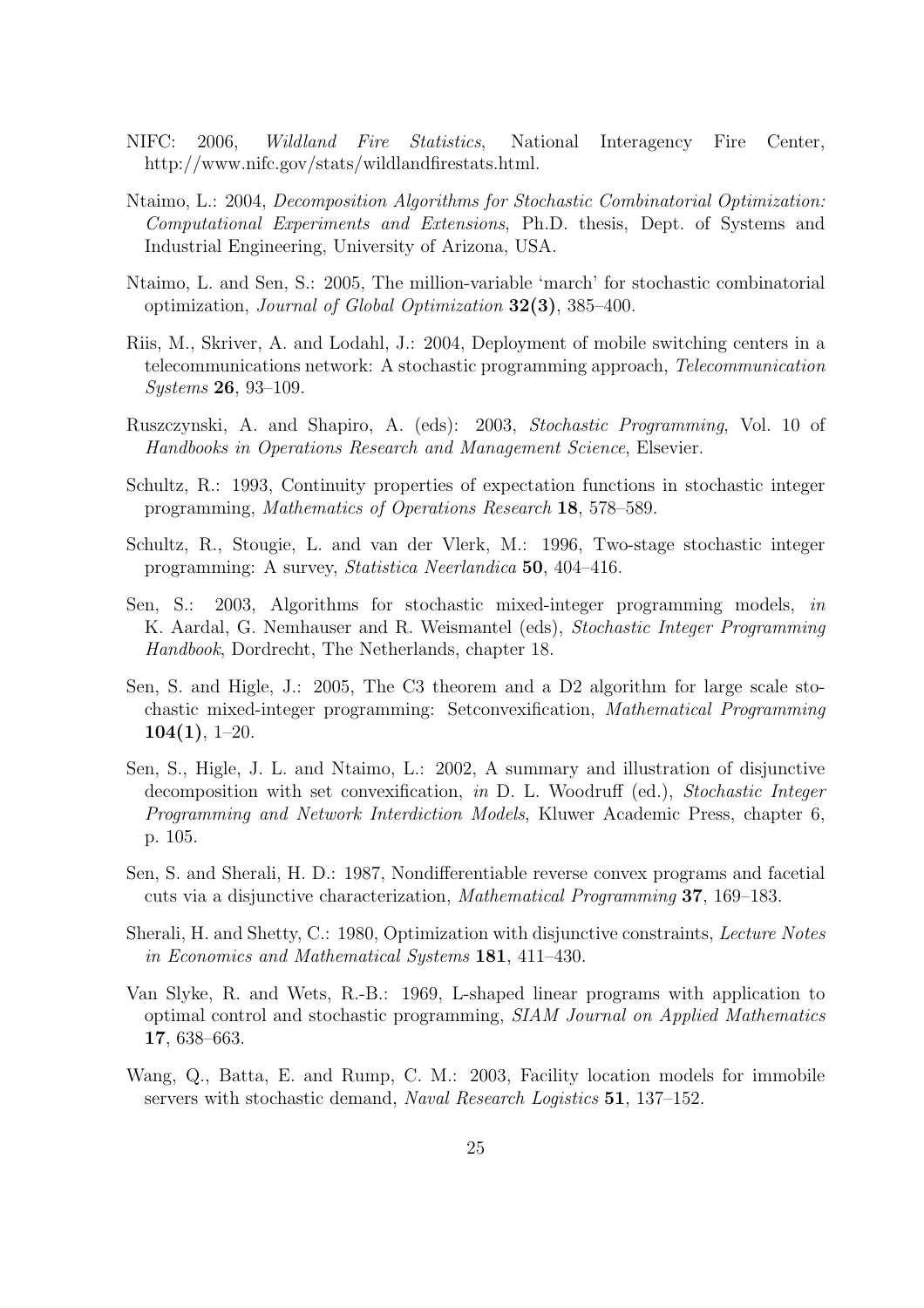NIFC: 2006, *Wildland Fire Statistics*, National Interagency Fire Center, http://www.nifc.gov/stats/wildlandfirestats.html.

Ntaimo, L.: 2004, *Decomposition Algorithms for Stochastic Combinatorial Optimization: Computational Experiments and Extensions*, Ph.D. thesis, Dept. of Systems and Industrial Engineering, University of Arizona, USA.

Ntaimo, L. and Sen, S.: 2005, The million-variable 'march' for stochastic combinatorial optimization, *Journal of Global Optimization* **32(3)**, 385–400.

Riis, M., Skriver, A. and Lodahl, J.: 2004, Deployment of mobile switching centers in a telecommunications network: A stochastic programming approach, *Telecommunication Systems* **26**, 93–109.

Ruszczynski, A. and Shapiro, A. (eds): 2003, *Stochastic Programming*, Vol. 10 of *Handbooks in Operations Research and Management Science*, Elsevier.

Schultz, R.: 1993, Continuity properties of expectation functions in stochastic integer programming, *Mathematics of Operations Research* **18**, 578–589.

Schultz, R., Stougie, L. and van der Vlerk, M.: 1996, Two-stage stochastic integer programming: A survey, *Statistica Neerlandica* **50**, 404–416.

Sen, S.: 2003, Algorithms for stochastic mixed-integer programming models, *in* K. Aardal, G. Nemhauser and R. Weismantel (eds), *Stochastic Integer Programming Handbook*, Dordrecht, The Netherlands, chapter 18.

Sen, S. and Higle, J.: 2005, The C3 theorem and a D2 algorithm for large scale stochastic mixed-integer programming: Setconvexification, *Mathematical Programming* **104(1)**, 1–20.

Sen, S., Higle, J. L. and Ntaimo, L.: 2002, A summary and illustration of disjunctive decomposition with set convexification, *in* D. L. Woodruff (ed.), *Stochastic Integer Programming and Network Interdiction Models*, Kluwer Academic Press, chapter 6, p. 105.

Sen, S. and Sherali, H. D.: 1987, Nondifferentiable reverse convex programs and facetial cuts via a disjunctive characterization, *Mathematical Programming* **37**, 169–183.

Sherali, H. and Shetty, C.: 1980, Optimization with disjunctive constraints, *Lecture Notes in Economics and Mathematical Systems* **181**, 411–430.

Van Slyke, R. and Wets, R.-B.: 1969, L-shaped linear programs with application to optimal control and stochastic programming, *SIAM Journal on Applied Mathematics* **17**, 638–663.

Wang, Q., Batta, E. and Rump, C. M.: 2003, Facility location models for immobile servers with stochastic demand, *Naval Research Logistics* **51**, 137–152.